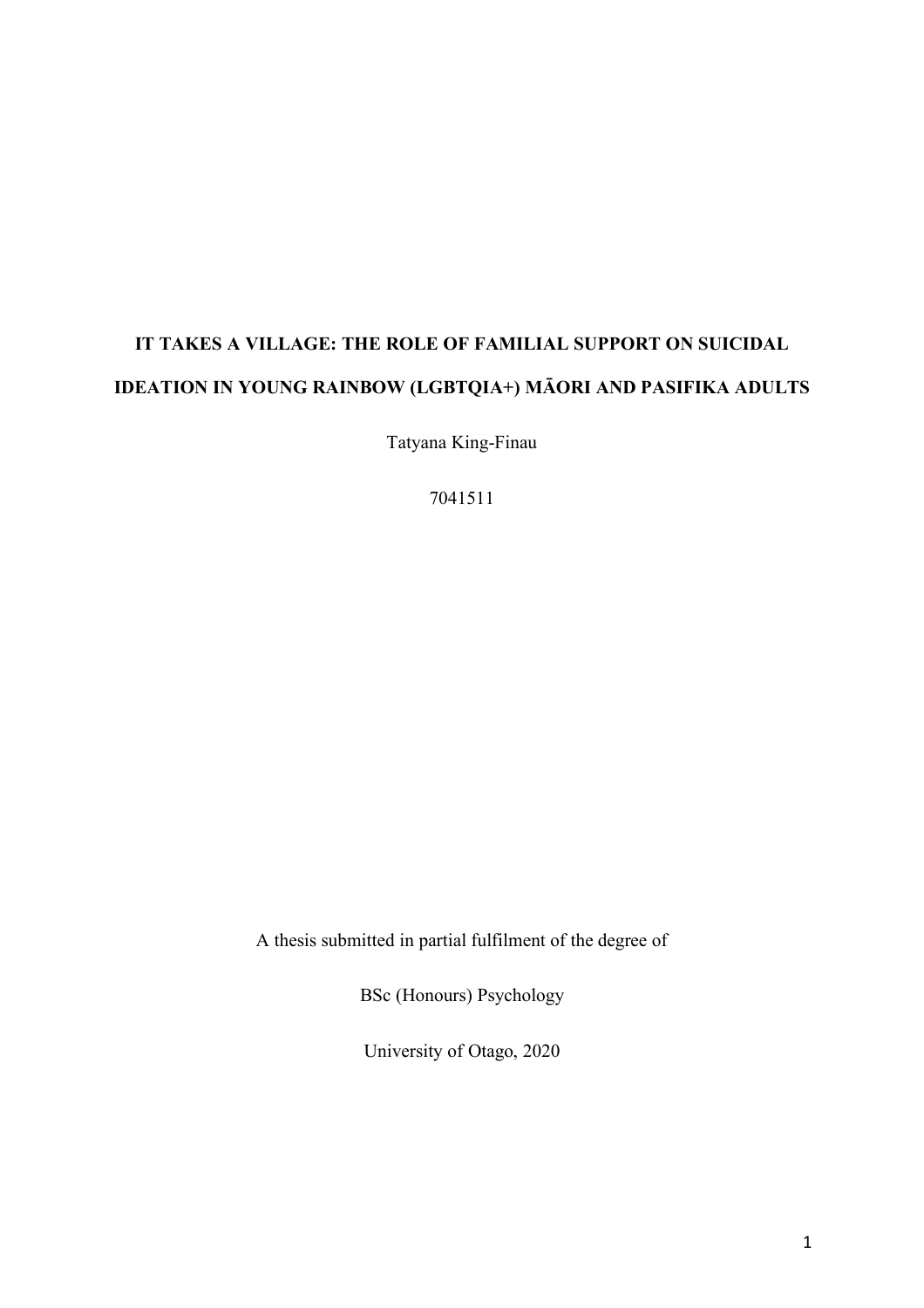# IT TAKES A VILLAGE: THE ROLE OF FAMILIAL SUPPORT ON SUICIDAL IDEATION IN YOUNG RAINBOW (LGBTQIA+) MĀORI AND PASIFIKA ADULTS

Tatyana King-Finau

7041511

A thesis submitted in partial fulfilment of the degree of

BSc (Honours) Psychology

University of Otago, 2020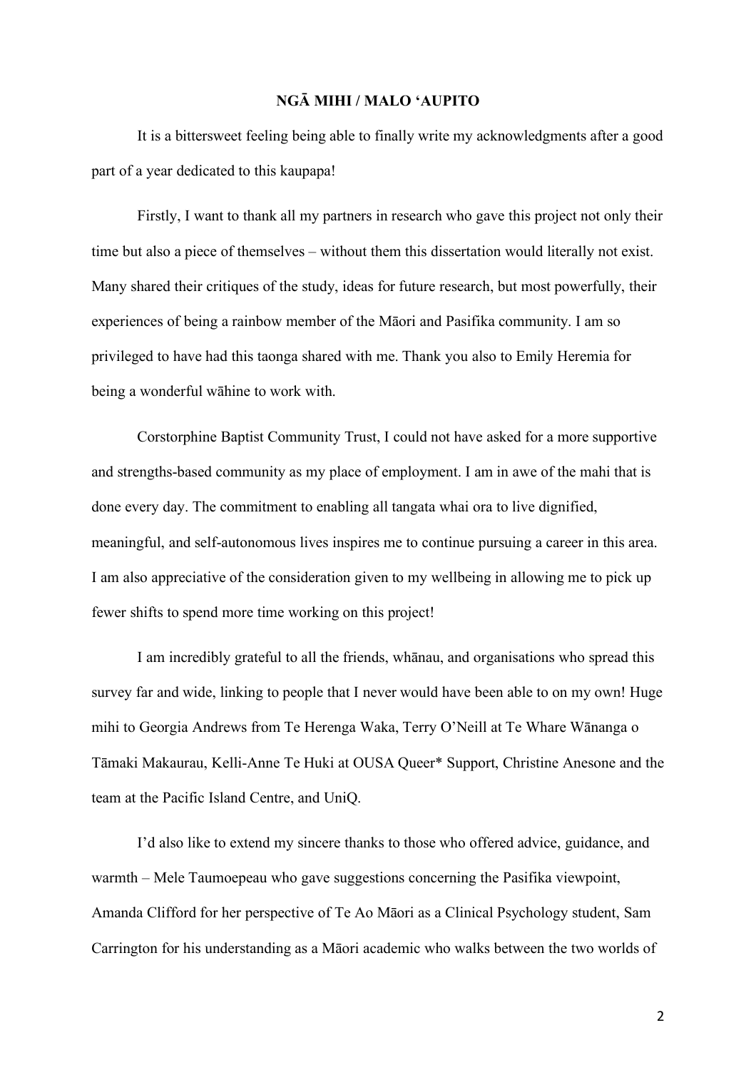## NGĀ MIHI / MALO 'AUPITO

It is a bittersweet feeling being able to finally write my acknowledgments after a good part of a year dedicated to this kaupapa!

Firstly, I want to thank all my partners in research who gave this project not only their time but also a piece of themselves – without them this dissertation would literally not exist. Many shared their critiques of the study, ideas for future research, but most powerfully, their experiences of being a rainbow member of the Māori and Pasifika community. I am so privileged to have had this taonga shared with me. Thank you also to Emily Heremia for being a wonderful wāhine to work with.

Corstorphine Baptist Community Trust, I could not have asked for a more supportive and strengths-based community as my place of employment. I am in awe of the mahi that is done every day. The commitment to enabling all tangata whai ora to live dignified, meaningful, and self-autonomous lives inspires me to continue pursuing a career in this area. I am also appreciative of the consideration given to my wellbeing in allowing me to pick up fewer shifts to spend more time working on this project!

I am incredibly grateful to all the friends, whānau, and organisations who spread this survey far and wide, linking to people that I never would have been able to on my own! Huge mihi to Georgia Andrews from Te Herenga Waka, Terry O'Neill at Te Whare Wānanga o Tāmaki Makaurau, Kelli-Anne Te Huki at OUSA Queer* Support, Christine Anesone and the team at the Pacific Island Centre, and UniQ.

I'd also like to extend my sincere thanks to those who offered advice, guidance, and warmth – Mele Taumoepeau who gave suggestions concerning the Pasifika viewpoint, Amanda Clifford for her perspective of Te Ao Māori as a Clinical Psychology student, Sam Carrington for his understanding as a Māori academic who walks between the two worlds of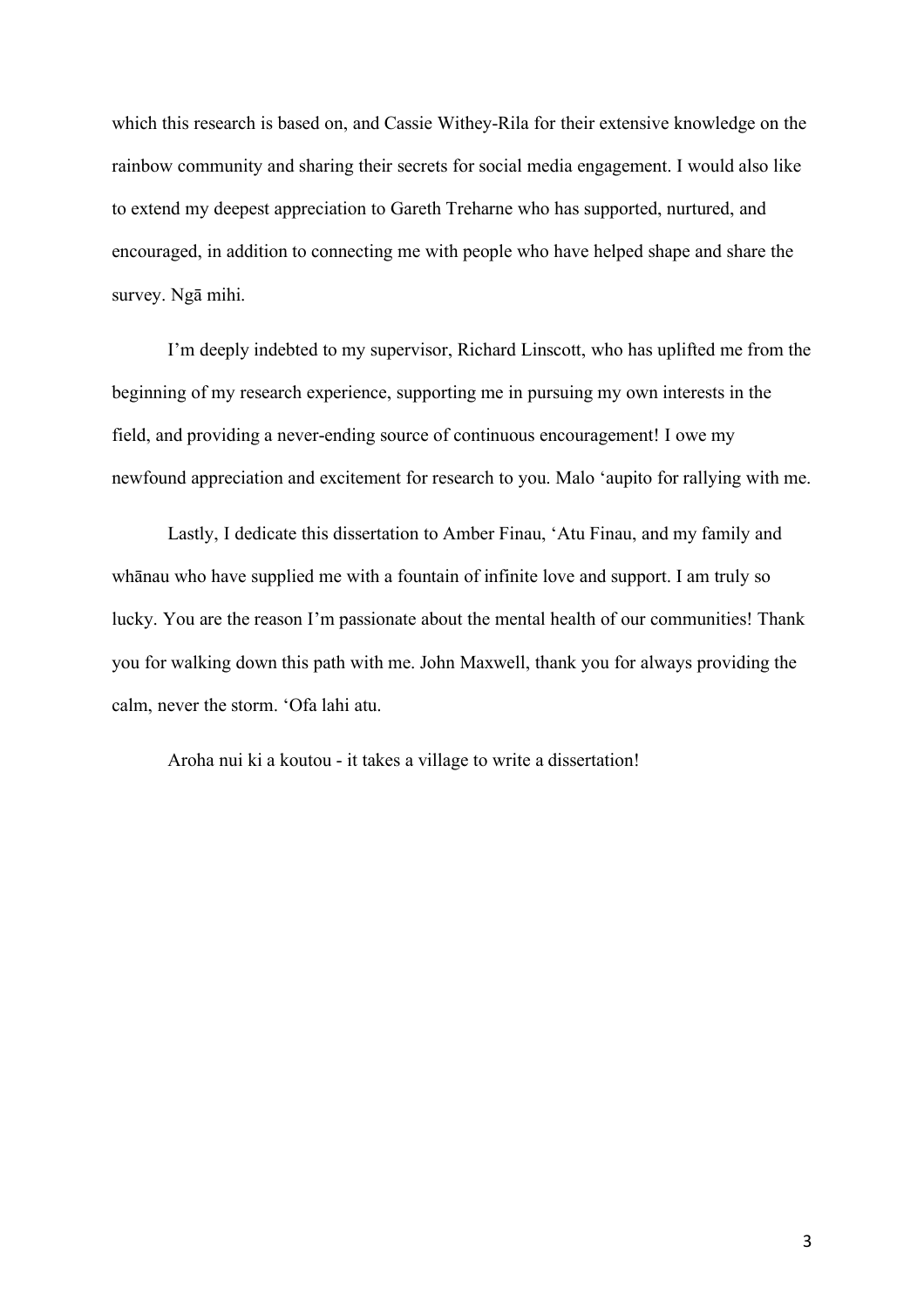which this research is based on, and Cassie Withey-Rila for their extensive knowledge on the rainbow community and sharing their secrets for social media engagement. I would also like to extend my deepest appreciation to Gareth Treharne who has supported, nurtured, and encouraged, in addition to connecting me with people who have helped shape and share the survey. Ngā mihi.

I'm deeply indebted to my supervisor, Richard Linscott, who has uplifted me from the beginning of my research experience, supporting me in pursuing my own interests in the field, and providing a never-ending source of continuous encouragement! I owe my newfound appreciation and excitement for research to you. Malo ʻaupito for rallying with me.

Lastly, I dedicate this dissertation to Amber Finau, ʻAtu Finau, and my family and whānau who have supplied me with a fountain of infinite love and support. I am truly so lucky. You are the reason I'm passionate about the mental health of our communities! Thank you for walking down this path with me. John Maxwell, thank you for always providing the calm, never the storm. ʻOfa lahi atu.

Aroha nui ki a koutou - it takes a village to write a dissertation!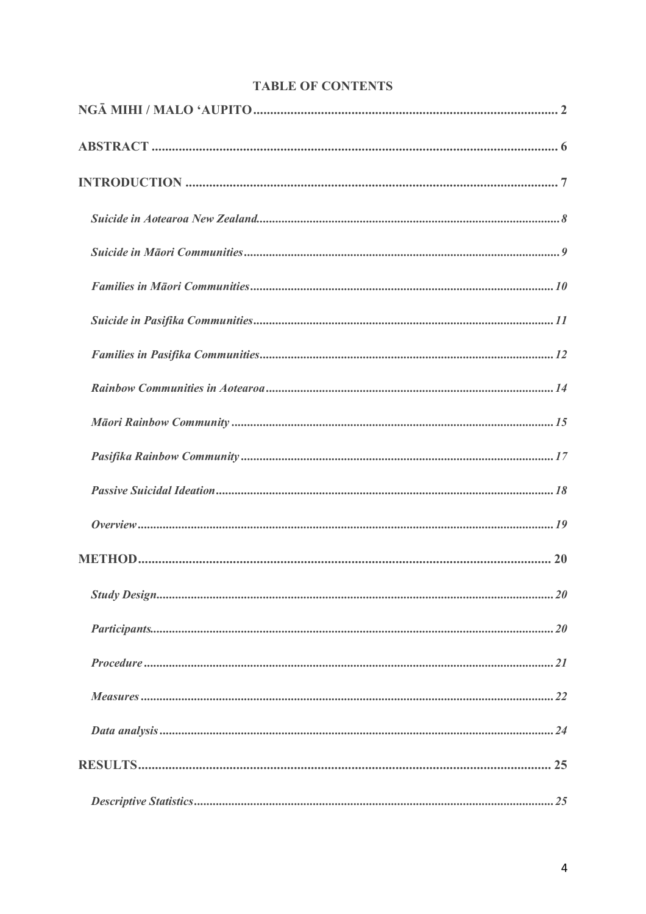**TABLE OF CONTENTS**

**NGĀ MIHI / MALO 'AUPITO** .......... 2

**ABSTRACT** .......... 6

**INTRODUCTION** .......... 7

*Suicide in Aotearoa New Zealand* .......... 8

*Suicide in Māori Communities* .......... 9

*Families in Māori Communities* .......... 10

*Suicide in Pasifika Communities* .......... 11

*Families in Pasifika Communities* .......... 12

*Rainbow Communities in Aotearoa* .......... 14

*Māori Rainbow Community* .......... 15

*Pasifika Rainbow Community* .......... 17

*Passive Suicidal Ideation* .......... 18

*Overview* .......... 19

**METHOD** .......... 20

*Study Design* .......... 20

*Participants* .......... 20

*Procedure* .......... 21

*Measures* .......... 22

*Data analysis* .......... 24

**RESULTS** .......... 25

*Descriptive Statistics* .......... 25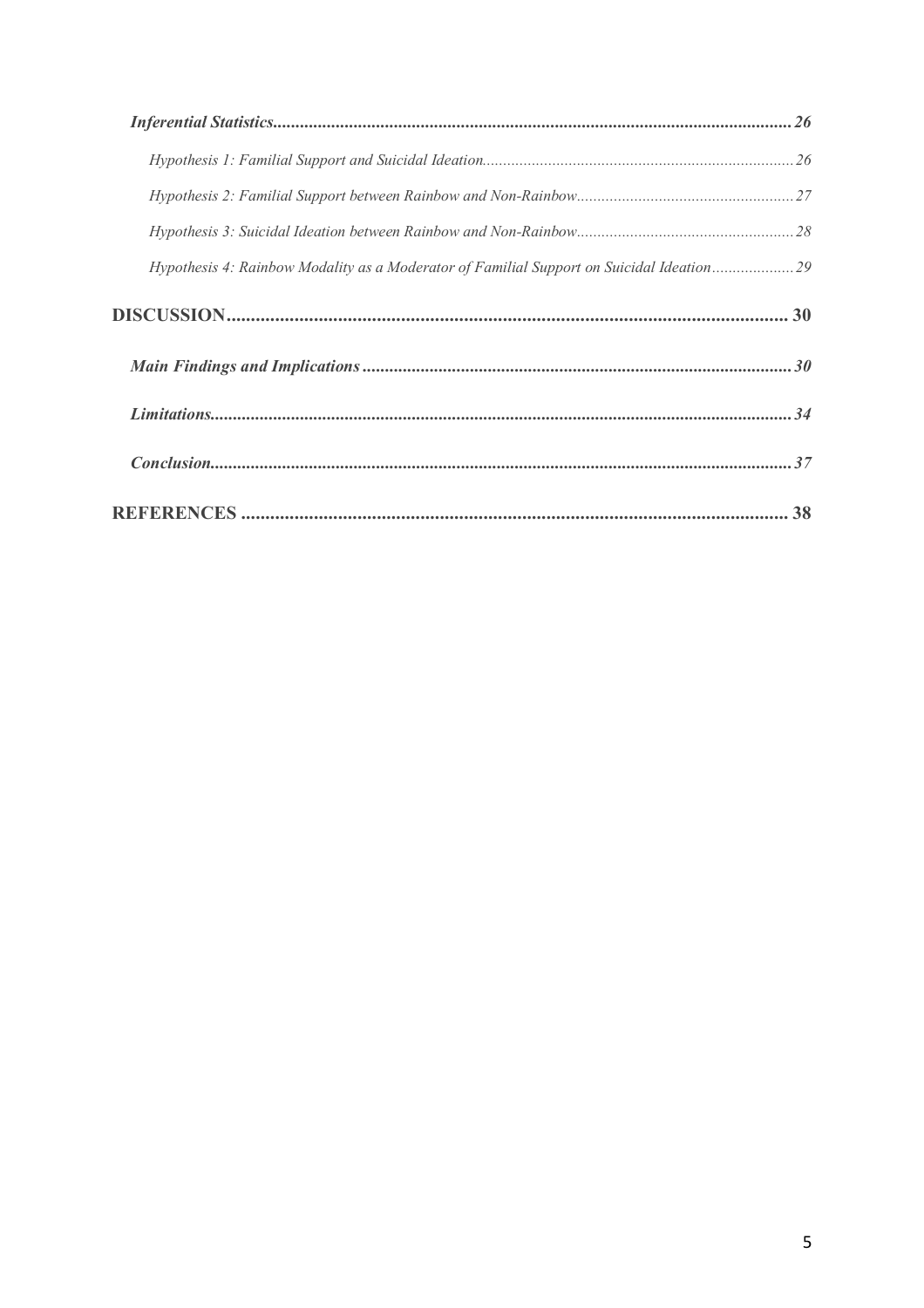***Inferential Statistics*** ........ ***26***

*Hypothesis 1: Familial Support and Suicidal Ideation* ........ *26*

*Hypothesis 2: Familial Support between Rainbow and Non-Rainbow* ........ *27*

*Hypothesis 3: Suicidal Ideation between Rainbow and Non-Rainbow* ........ *28*

*Hypothesis 4: Rainbow Modality as a Moderator of Familial Support on Suicidal Ideation* ........ *29*

**DISCUSSION** ........ **30**

***Main Findings and Implications*** ........ ***30***

***Limitations*** ........ ***34***

***Conclusion*** ........ ***37***

**REFERENCES** ........ **38**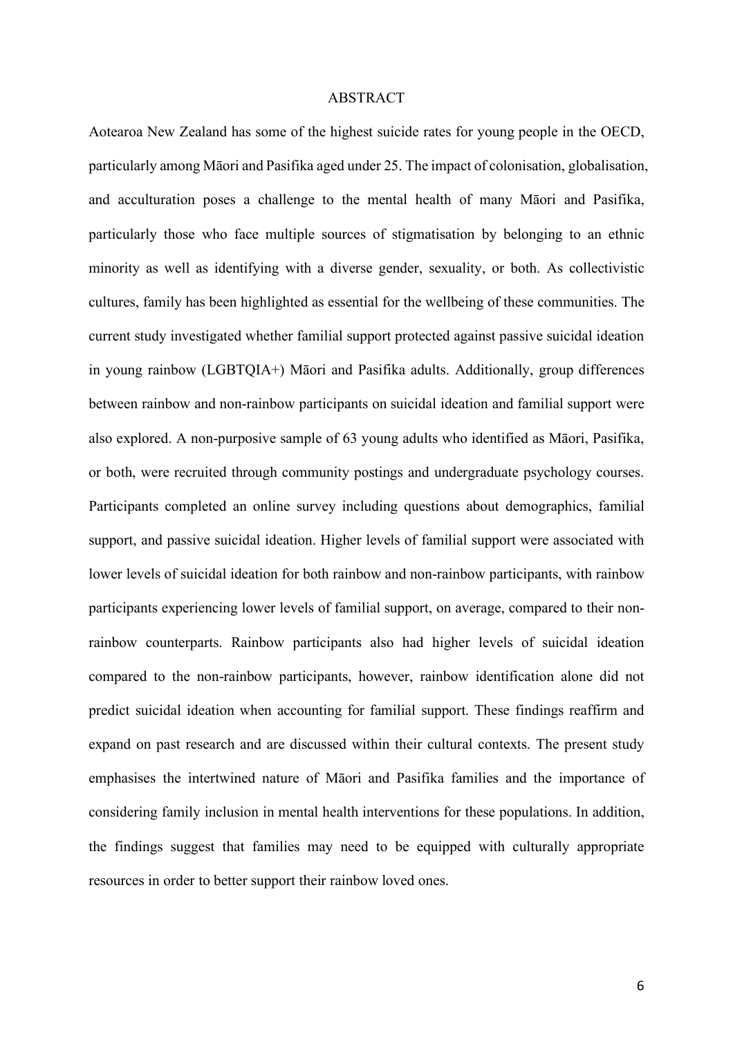# ABSTRACT

Aotearoa New Zealand has some of the highest suicide rates for young people in the OECD, particularly among Māori and Pasifika aged under 25. The impact of colonisation, globalisation, and acculturation poses a challenge to the mental health of many Māori and Pasifika, particularly those who face multiple sources of stigmatisation by belonging to an ethnic minority as well as identifying with a diverse gender, sexuality, or both. As collectivistic cultures, family has been highlighted as essential for the wellbeing of these communities. The current study investigated whether familial support protected against passive suicidal ideation in young rainbow (LGBTQIA+) Māori and Pasifika adults. Additionally, group differences between rainbow and non-rainbow participants on suicidal ideation and familial support were also explored. A non-purposive sample of 63 young adults who identified as Māori, Pasifika, or both, were recruited through community postings and undergraduate psychology courses. Participants completed an online survey including questions about demographics, familial support, and passive suicidal ideation. Higher levels of familial support were associated with lower levels of suicidal ideation for both rainbow and non-rainbow participants, with rainbow participants experiencing lower levels of familial support, on average, compared to their non-rainbow counterparts. Rainbow participants also had higher levels of suicidal ideation compared to the non-rainbow participants, however, rainbow identification alone did not predict suicidal ideation when accounting for familial support. These findings reaffirm and expand on past research and are discussed within their cultural contexts. The present study emphasises the intertwined nature of Māori and Pasifika families and the importance of considering family inclusion in mental health interventions for these populations. In addition, the findings suggest that families may need to be equipped with culturally appropriate resources in order to better support their rainbow loved ones.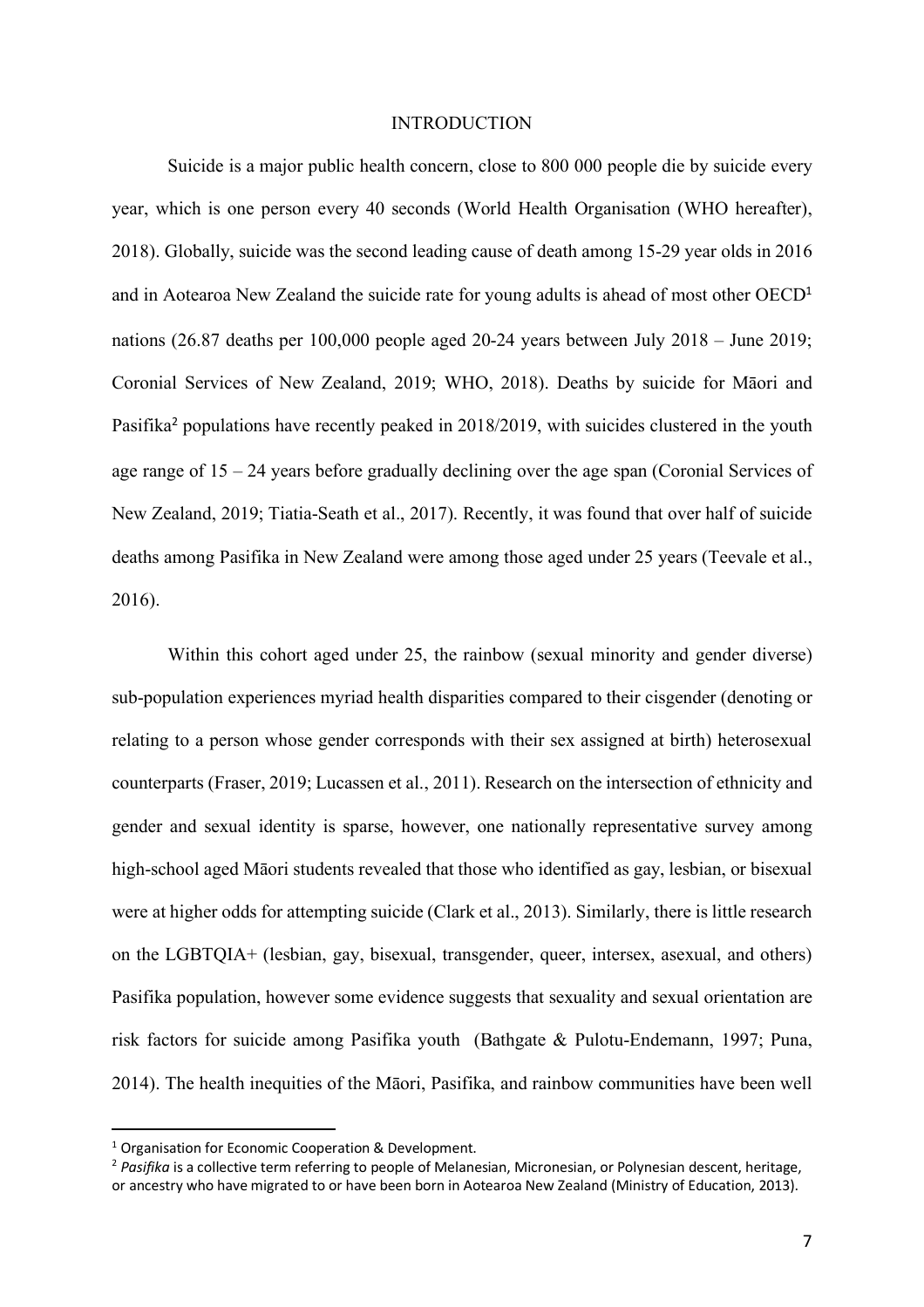# INTRODUCTION

Suicide is a major public health concern, close to 800 000 people die by suicide every year, which is one person every 40 seconds (World Health Organisation (WHO hereafter), 2018). Globally, suicide was the second leading cause of death among 15-29 year olds in 2016 and in Aotearoa New Zealand the suicide rate for young adults is ahead of most other OECD[1] nations (26.87 deaths per 100,000 people aged 20-24 years between July 2018 – June 2019; Coronial Services of New Zealand, 2019; WHO, 2018). Deaths by suicide for Māori and Pasifika[2] populations have recently peaked in 2018/2019, with suicides clustered in the youth age range of 15 – 24 years before gradually declining over the age span (Coronial Services of New Zealand, 2019; Tiatia-Seath et al., 2017). Recently, it was found that over half of suicide deaths among Pasifika in New Zealand were among those aged under 25 years (Teevale et al., 2016).

Within this cohort aged under 25, the rainbow (sexual minority and gender diverse) sub-population experiences myriad health disparities compared to their cisgender (denoting or relating to a person whose gender corresponds with their sex assigned at birth) heterosexual counterparts (Fraser, 2019; Lucassen et al., 2011). Research on the intersection of ethnicity and gender and sexual identity is sparse, however, one nationally representative survey among high-school aged Māori students revealed that those who identified as gay, lesbian, or bisexual were at higher odds for attempting suicide (Clark et al., 2013). Similarly, there is little research on the LGBTQIA+ (lesbian, gay, bisexual, transgender, queer, intersex, asexual, and others) Pasifika population, however some evidence suggests that sexuality and sexual orientation are risk factors for suicide among Pasifika youth (Bathgate & Pulotu-Endemann, 1997; Puna, 2014). The health inequities of the Māori, Pasifika, and rainbow communities have been well

---

[1] Organisation for Economic Cooperation & Development.

[2] *Pasifika* is a collective term referring to people of Melanesian, Micronesian, or Polynesian descent, heritage, or ancestry who have migrated to or have been born in Aotearoa New Zealand (Ministry of Education, 2013).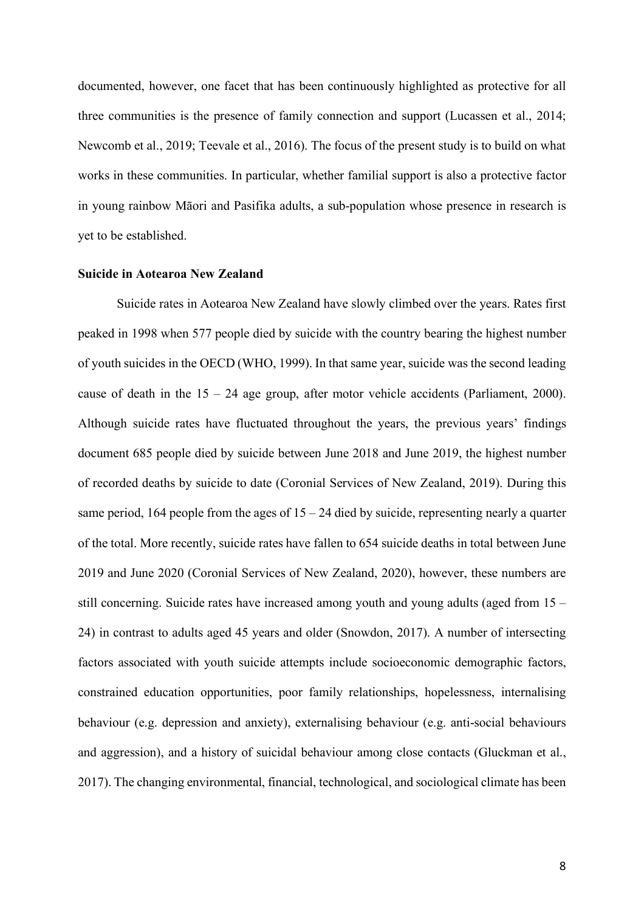documented, however, one facet that has been continuously highlighted as protective for all three communities is the presence of family connection and support (Lucassen et al., 2014; Newcomb et al., 2019; Teevale et al., 2016). The focus of the present study is to build on what works in these communities. In particular, whether familial support is also a protective factor in young rainbow Māori and Pasifika adults, a sub-population whose presence in research is yet to be established.

**Suicide in Aotearoa New Zealand**

Suicide rates in Aotearoa New Zealand have slowly climbed over the years. Rates first peaked in 1998 when 577 people died by suicide with the country bearing the highest number of youth suicides in the OECD (WHO, 1999). In that same year, suicide was the second leading cause of death in the 15 – 24 age group, after motor vehicle accidents (Parliament, 2000). Although suicide rates have fluctuated throughout the years, the previous years' findings document 685 people died by suicide between June 2018 and June 2019, the highest number of recorded deaths by suicide to date (Coronial Services of New Zealand, 2019). During this same period, 164 people from the ages of 15 – 24 died by suicide, representing nearly a quarter of the total. More recently, suicide rates have fallen to 654 suicide deaths in total between June 2019 and June 2020 (Coronial Services of New Zealand, 2020), however, these numbers are still concerning. Suicide rates have increased among youth and young adults (aged from 15 – 24) in contrast to adults aged 45 years and older (Snowdon, 2017). A number of intersecting factors associated with youth suicide attempts include socioeconomic demographic factors, constrained education opportunities, poor family relationships, hopelessness, internalising behaviour (e.g. depression and anxiety), externalising behaviour (e.g. anti-social behaviours and aggression), and a history of suicidal behaviour among close contacts (Gluckman et al., 2017). The changing environmental, financial, technological, and sociological climate has been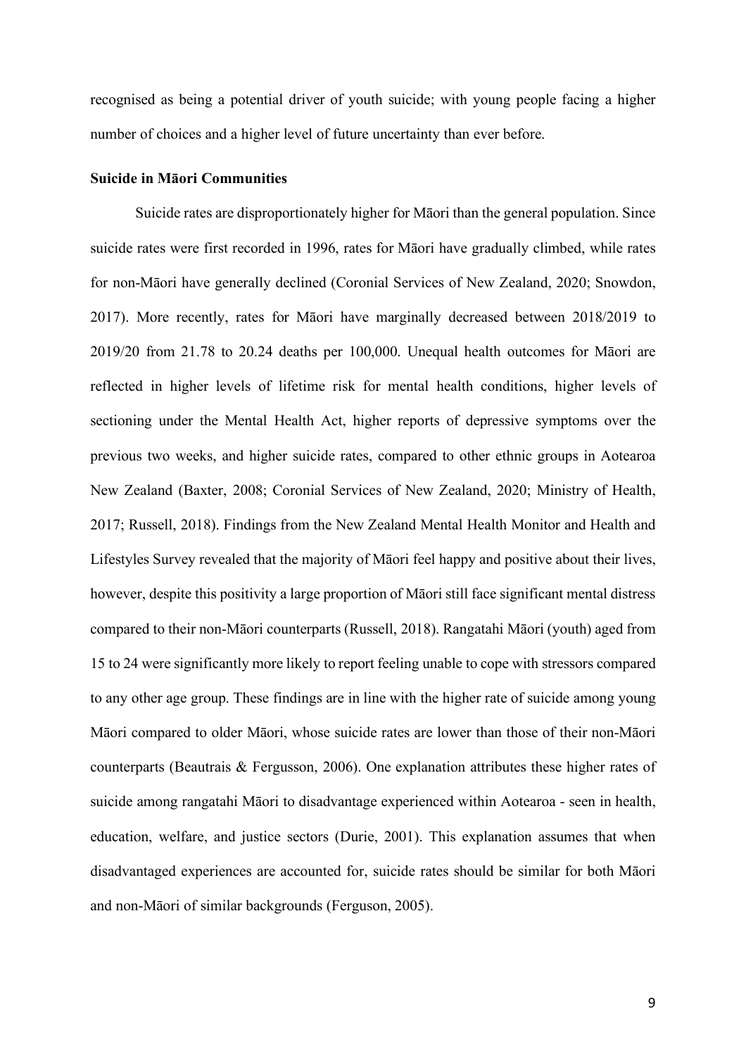recognised as being a potential driver of youth suicide; with young people facing a higher number of choices and a higher level of future uncertainty than ever before.

**Suicide in Māori Communities**

Suicide rates are disproportionately higher for Māori than the general population. Since suicide rates were first recorded in 1996, rates for Māori have gradually climbed, while rates for non-Māori have generally declined (Coronial Services of New Zealand, 2020; Snowdon, 2017). More recently, rates for Māori have marginally decreased between 2018/2019 to 2019/20 from 21.78 to 20.24 deaths per 100,000. Unequal health outcomes for Māori are reflected in higher levels of lifetime risk for mental health conditions, higher levels of sectioning under the Mental Health Act, higher reports of depressive symptoms over the previous two weeks, and higher suicide rates, compared to other ethnic groups in Aotearoa New Zealand (Baxter, 2008; Coronial Services of New Zealand, 2020; Ministry of Health, 2017; Russell, 2018). Findings from the New Zealand Mental Health Monitor and Health and Lifestyles Survey revealed that the majority of Māori feel happy and positive about their lives, however, despite this positivity a large proportion of Māori still face significant mental distress compared to their non-Māori counterparts (Russell, 2018). Rangatahi Māori (youth) aged from 15 to 24 were significantly more likely to report feeling unable to cope with stressors compared to any other age group. These findings are in line with the higher rate of suicide among young Māori compared to older Māori, whose suicide rates are lower than those of their non-Māori counterparts (Beautrais & Fergusson, 2006). One explanation attributes these higher rates of suicide among rangatahi Māori to disadvantage experienced within Aotearoa - seen in health, education, welfare, and justice sectors (Durie, 2001). This explanation assumes that when disadvantaged experiences are accounted for, suicide rates should be similar for both Māori and non-Māori of similar backgrounds (Ferguson, 2005).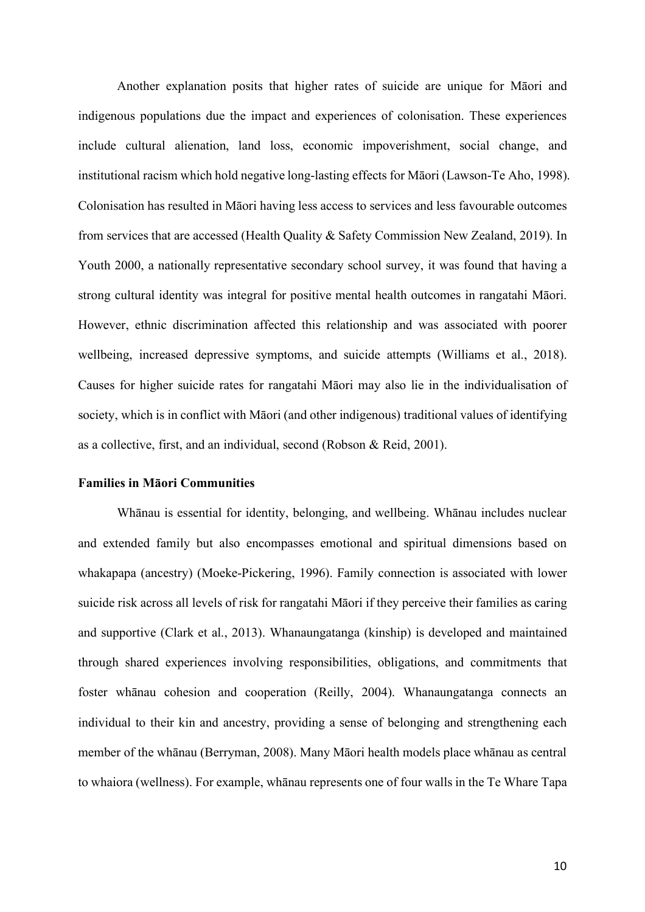Another explanation posits that higher rates of suicide are unique for Māori and indigenous populations due the impact and experiences of colonisation. These experiences include cultural alienation, land loss, economic impoverishment, social change, and institutional racism which hold negative long-lasting effects for Māori (Lawson-Te Aho, 1998). Colonisation has resulted in Māori having less access to services and less favourable outcomes from services that are accessed (Health Quality & Safety Commission New Zealand, 2019). In Youth 2000, a nationally representative secondary school survey, it was found that having a strong cultural identity was integral for positive mental health outcomes in rangatahi Māori. However, ethnic discrimination affected this relationship and was associated with poorer wellbeing, increased depressive symptoms, and suicide attempts (Williams et al., 2018). Causes for higher suicide rates for rangatahi Māori may also lie in the individualisation of society, which is in conflict with Māori (and other indigenous) traditional values of identifying as a collective, first, and an individual, second (Robson & Reid, 2001).

**Families in Māori Communities**

Whānau is essential for identity, belonging, and wellbeing. Whānau includes nuclear and extended family but also encompasses emotional and spiritual dimensions based on whakapapa (ancestry) (Moeke-Pickering, 1996). Family connection is associated with lower suicide risk across all levels of risk for rangatahi Māori if they perceive their families as caring and supportive (Clark et al., 2013). Whanaungatanga (kinship) is developed and maintained through shared experiences involving responsibilities, obligations, and commitments that foster whānau cohesion and cooperation (Reilly, 2004). Whanaungatanga connects an individual to their kin and ancestry, providing a sense of belonging and strengthening each member of the whānau (Berryman, 2008). Many Māori health models place whānau as central to whaiora (wellness). For example, whānau represents one of four walls in the Te Whare Tapa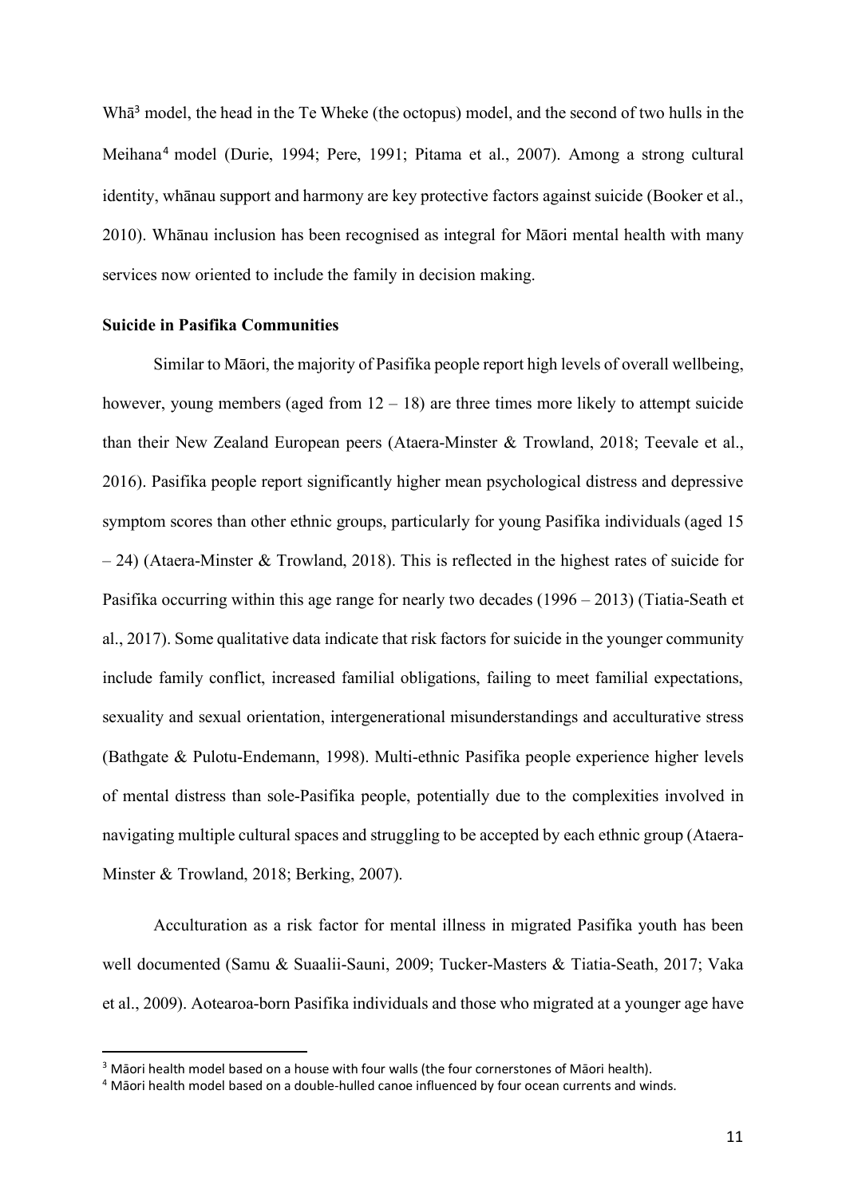Whā[3] model, the head in the Te Wheke (the octopus) model, and the second of two hulls in the Meihana[4] model (Durie, 1994; Pere, 1991; Pitama et al., 2007). Among a strong cultural identity, whānau support and harmony are key protective factors against suicide (Booker et al., 2010). Whānau inclusion has been recognised as integral for Māori mental health with many services now oriented to include the family in decision making.

**Suicide in Pasifika Communities**

Similar to Māori, the majority of Pasifika people report high levels of overall wellbeing, however, young members (aged from 12 – 18) are three times more likely to attempt suicide than their New Zealand European peers (Ataera-Minster & Trowland, 2018; Teevale et al., 2016). Pasifika people report significantly higher mean psychological distress and depressive symptom scores than other ethnic groups, particularly for young Pasifika individuals (aged 15 – 24) (Ataera-Minster & Trowland, 2018). This is reflected in the highest rates of suicide for Pasifika occurring within this age range for nearly two decades (1996 – 2013) (Tiatia-Seath et al., 2017). Some qualitative data indicate that risk factors for suicide in the younger community include family conflict, increased familial obligations, failing to meet familial expectations, sexuality and sexual orientation, intergenerational misunderstandings and acculturative stress (Bathgate & Pulotu-Endemann, 1998). Multi-ethnic Pasifika people experience higher levels of mental distress than sole-Pasifika people, potentially due to the complexities involved in navigating multiple cultural spaces and struggling to be accepted by each ethnic group (Ataera-Minster & Trowland, 2018; Berking, 2007).

Acculturation as a risk factor for mental illness in migrated Pasifika youth has been well documented (Samu & Suaalii-Sauni, 2009; Tucker-Masters & Tiatia-Seath, 2017; Vaka et al., 2009). Aotearoa-born Pasifika individuals and those who migrated at a younger age have

[3] Māori health model based on a house with four walls (the four cornerstones of Māori health).

[4] Māori health model based on a double-hulled canoe influenced by four ocean currents and winds.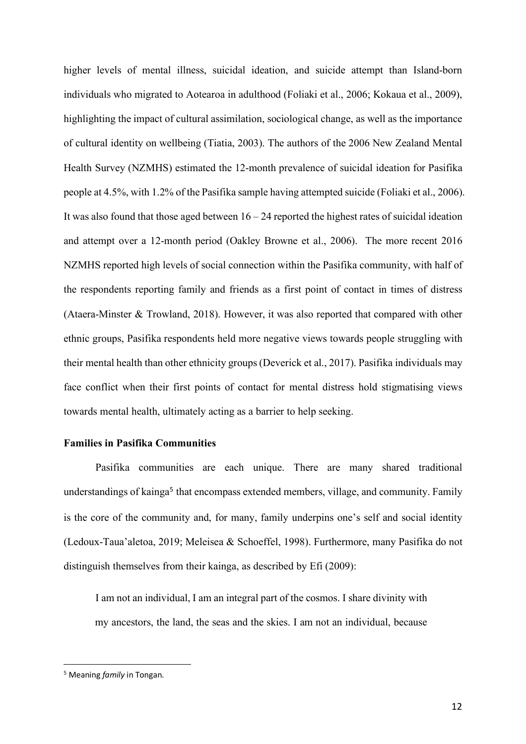higher levels of mental illness, suicidal ideation, and suicide attempt than Island-born individuals who migrated to Aotearoa in adulthood (Foliaki et al., 2006; Kokaua et al., 2009), highlighting the impact of cultural assimilation, sociological change, as well as the importance of cultural identity on wellbeing (Tiatia, 2003). The authors of the 2006 New Zealand Mental Health Survey (NZMHS) estimated the 12-month prevalence of suicidal ideation for Pasifika people at 4.5%, with 1.2% of the Pasifika sample having attempted suicide (Foliaki et al., 2006). It was also found that those aged between 16 – 24 reported the highest rates of suicidal ideation and attempt over a 12-month period (Oakley Browne et al., 2006). The more recent 2016 NZMHS reported high levels of social connection within the Pasifika community, with half of the respondents reporting family and friends as a first point of contact in times of distress (Ataera-Minster & Trowland, 2018). However, it was also reported that compared with other ethnic groups, Pasifika respondents held more negative views towards people struggling with their mental health than other ethnicity groups (Deverick et al., 2017). Pasifika individuals may face conflict when their first points of contact for mental distress hold stigmatising views towards mental health, ultimately acting as a barrier to help seeking.

**Families in Pasifika Communities**

Pasifika communities are each unique. There are many shared traditional understandings of kainga[5] that encompass extended members, village, and community. Family is the core of the community and, for many, family underpins one's self and social identity (Ledoux-Taua'aletoa, 2019; Meleisea & Schoeffel, 1998). Furthermore, many Pasifika do not distinguish themselves from their kainga, as described by Efi (2009):

> I am not an individual, I am an integral part of the cosmos. I share divinity with my ancestors, the land, the seas and the skies. I am not an individual, because

[5] Meaning *family* in Tongan.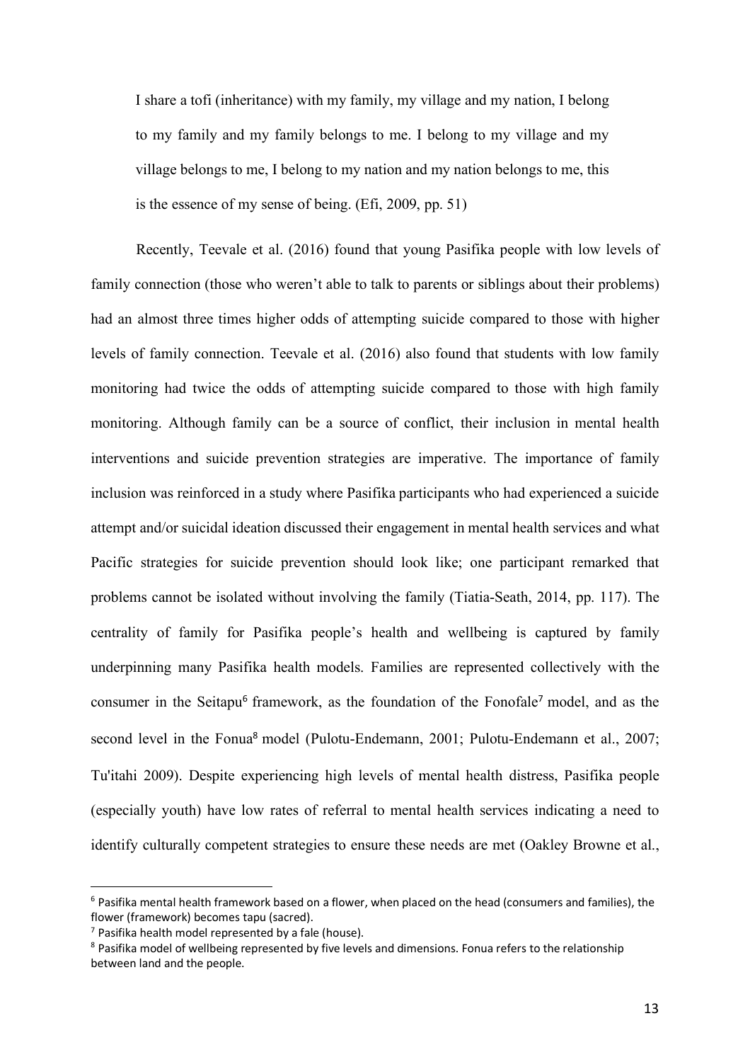> I share a tofi (inheritance) with my family, my village and my nation, I belong to my family and my family belongs to me. I belong to my village and my village belongs to me, I belong to my nation and my nation belongs to me, this is the essence of my sense of being. (Efi, 2009, pp. 51)

Recently, Teevale et al. (2016) found that young Pasifika people with low levels of family connection (those who weren't able to talk to parents or siblings about their problems) had an almost three times higher odds of attempting suicide compared to those with higher levels of family connection. Teevale et al. (2016) also found that students with low family monitoring had twice the odds of attempting suicide compared to those with high family monitoring. Although family can be a source of conflict, their inclusion in mental health interventions and suicide prevention strategies are imperative. The importance of family inclusion was reinforced in a study where Pasifika participants who had experienced a suicide attempt and/or suicidal ideation discussed their engagement in mental health services and what Pacific strategies for suicide prevention should look like; one participant remarked that problems cannot be isolated without involving the family (Tiatia-Seath, 2014, pp. 117). The centrality of family for Pasifika people's health and wellbeing is captured by family underpinning many Pasifika health models. Families are represented collectively with the consumer in the Seitapu[6] framework, as the foundation of the Fonofale[7] model, and as the second level in the Fonua[8] model (Pulotu-Endemann, 2001; Pulotu-Endemann et al., 2007; Tu'itahi 2009). Despite experiencing high levels of mental health distress, Pasifika people (especially youth) have low rates of referral to mental health services indicating a need to identify culturally competent strategies to ensure these needs are met (Oakley Browne et al.,

---

[6] Pasifika mental health framework based on a flower, when placed on the head (consumers and families), the flower (framework) becomes tapu (sacred).

[7] Pasifika health model represented by a fale (house).

[8] Pasifika model of wellbeing represented by five levels and dimensions. Fonua refers to the relationship between land and the people.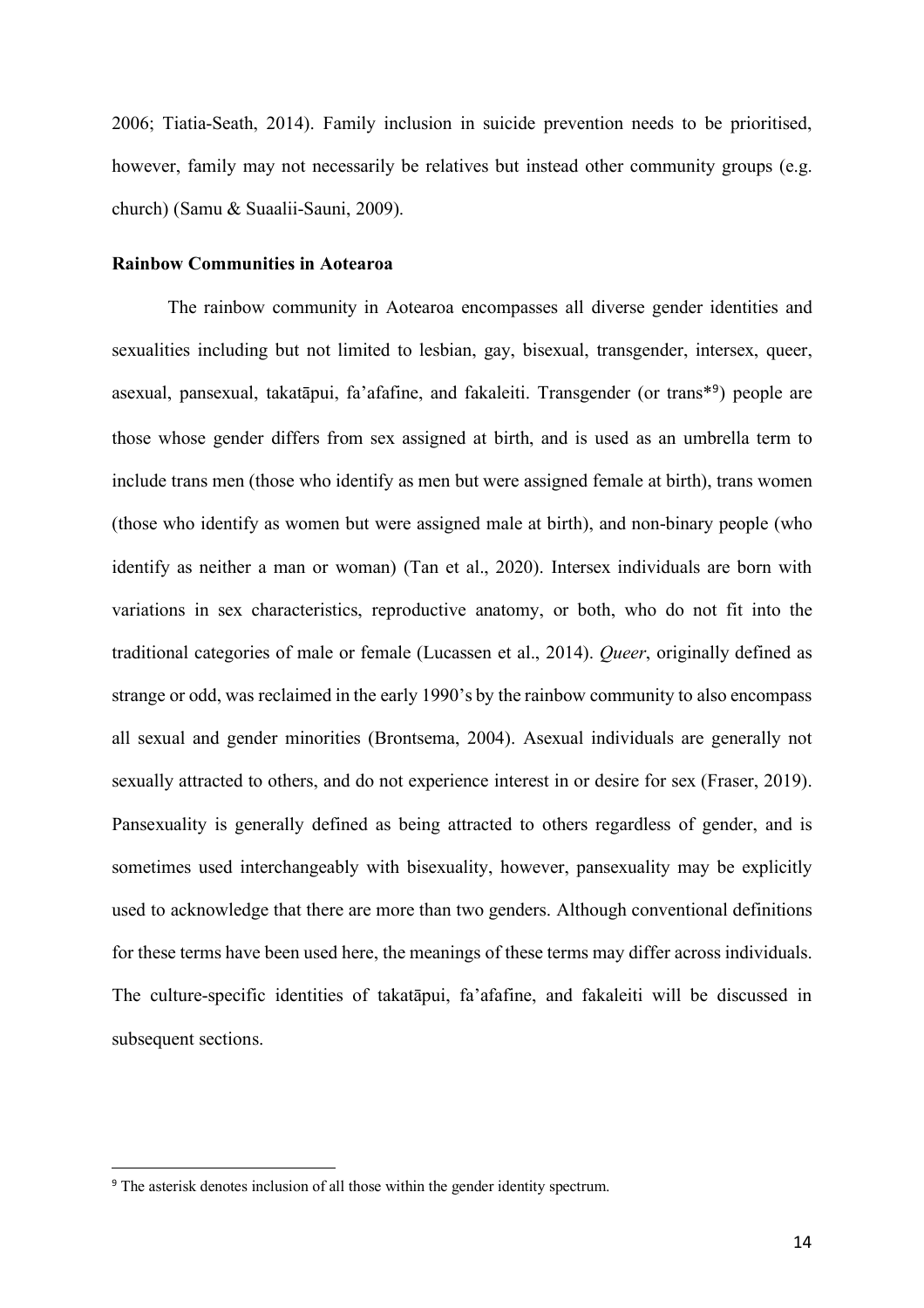2006; Tiatia-Seath, 2014). Family inclusion in suicide prevention needs to be prioritised, however, family may not necessarily be relatives but instead other community groups (e.g. church) (Samu & Suaalii-Sauni, 2009).

**Rainbow Communities in Aotearoa**

The rainbow community in Aotearoa encompasses all diverse gender identities and sexualities including but not limited to lesbian, gay, bisexual, transgender, intersex, queer, asexual, pansexual, takatāpui, fa'afafine, and fakaleiti. Transgender (or trans*[9]) people are those whose gender differs from sex assigned at birth, and is used as an umbrella term to include trans men (those who identify as men but were assigned female at birth), trans women (those who identify as women but were assigned male at birth), and non-binary people (who identify as neither a man or woman) (Tan et al., 2020). Intersex individuals are born with variations in sex characteristics, reproductive anatomy, or both, who do not fit into the traditional categories of male or female (Lucassen et al., 2014). *Queer*, originally defined as strange or odd, was reclaimed in the early 1990's by the rainbow community to also encompass all sexual and gender minorities (Brontsema, 2004). Asexual individuals are generally not sexually attracted to others, and do not experience interest in or desire for sex (Fraser, 2019). Pansexuality is generally defined as being attracted to others regardless of gender, and is sometimes used interchangeably with bisexuality, however, pansexuality may be explicitly used to acknowledge that there are more than two genders. Although conventional definitions for these terms have been used here, the meanings of these terms may differ across individuals. The culture-specific identities of takatāpui, fa'afafine, and fakaleiti will be discussed in subsequent sections.

---

[9] The asterisk denotes inclusion of all those within the gender identity spectrum.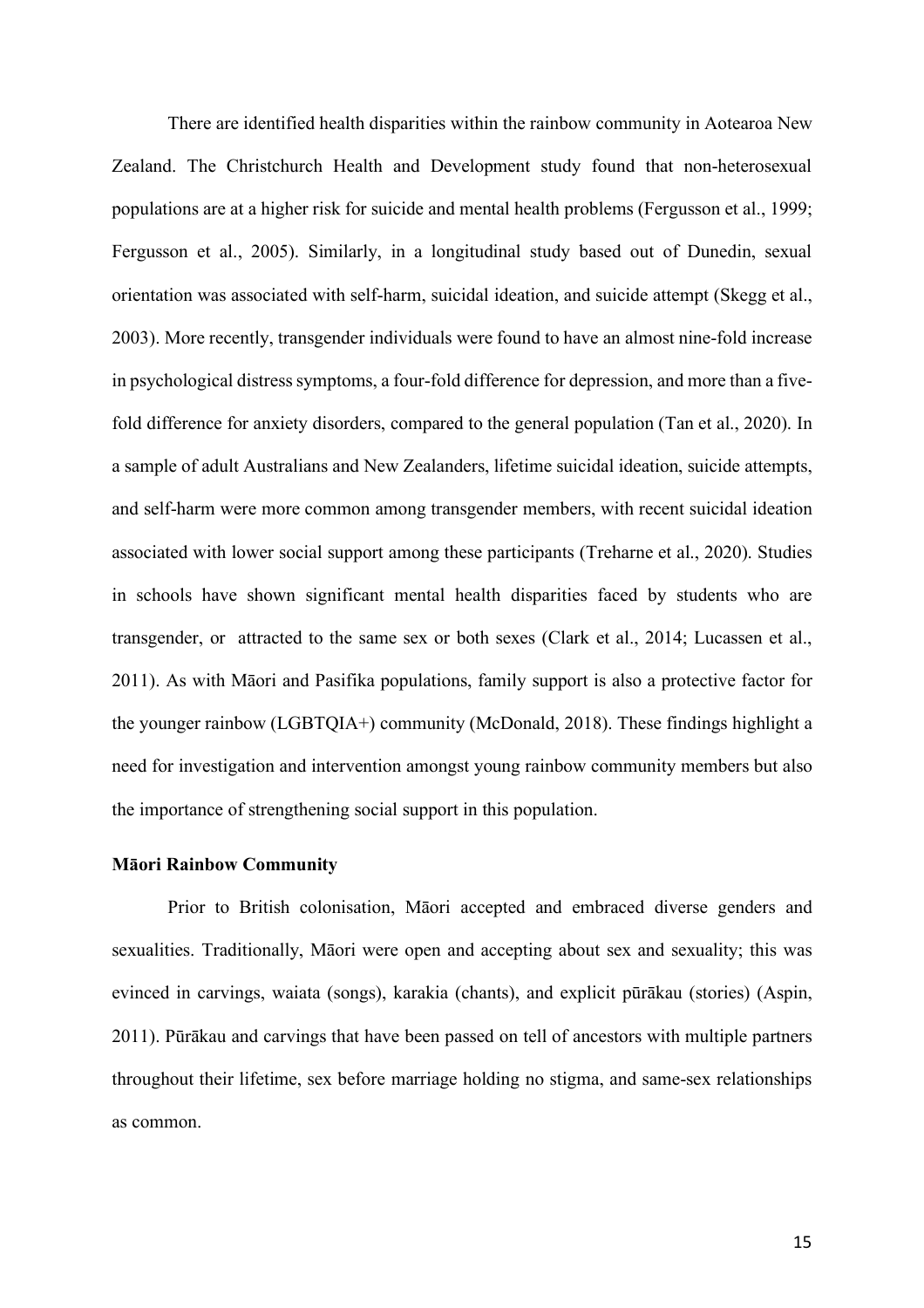There are identified health disparities within the rainbow community in Aotearoa New Zealand. The Christchurch Health and Development study found that non-heterosexual populations are at a higher risk for suicide and mental health problems (Fergusson et al., 1999; Fergusson et al., 2005). Similarly, in a longitudinal study based out of Dunedin, sexual orientation was associated with self-harm, suicidal ideation, and suicide attempt (Skegg et al., 2003). More recently, transgender individuals were found to have an almost nine-fold increase in psychological distress symptoms, a four-fold difference for depression, and more than a five-fold difference for anxiety disorders, compared to the general population (Tan et al., 2020). In a sample of adult Australians and New Zealanders, lifetime suicidal ideation, suicide attempts, and self-harm were more common among transgender members, with recent suicidal ideation associated with lower social support among these participants (Treharne et al., 2020). Studies in schools have shown significant mental health disparities faced by students who are transgender, or attracted to the same sex or both sexes (Clark et al., 2014; Lucassen et al., 2011). As with Māori and Pasifika populations, family support is also a protective factor for the younger rainbow (LGBTQIA+) community (McDonald, 2018). These findings highlight a need for investigation and intervention amongst young rainbow community members but also the importance of strengthening social support in this population.

**Māori Rainbow Community**

Prior to British colonisation, Māori accepted and embraced diverse genders and sexualities. Traditionally, Māori were open and accepting about sex and sexuality; this was evinced in carvings, waiata (songs), karakia (chants), and explicit pūrākau (stories) (Aspin, 2011). Pūrākau and carvings that have been passed on tell of ancestors with multiple partners throughout their lifetime, sex before marriage holding no stigma, and same-sex relationships as common.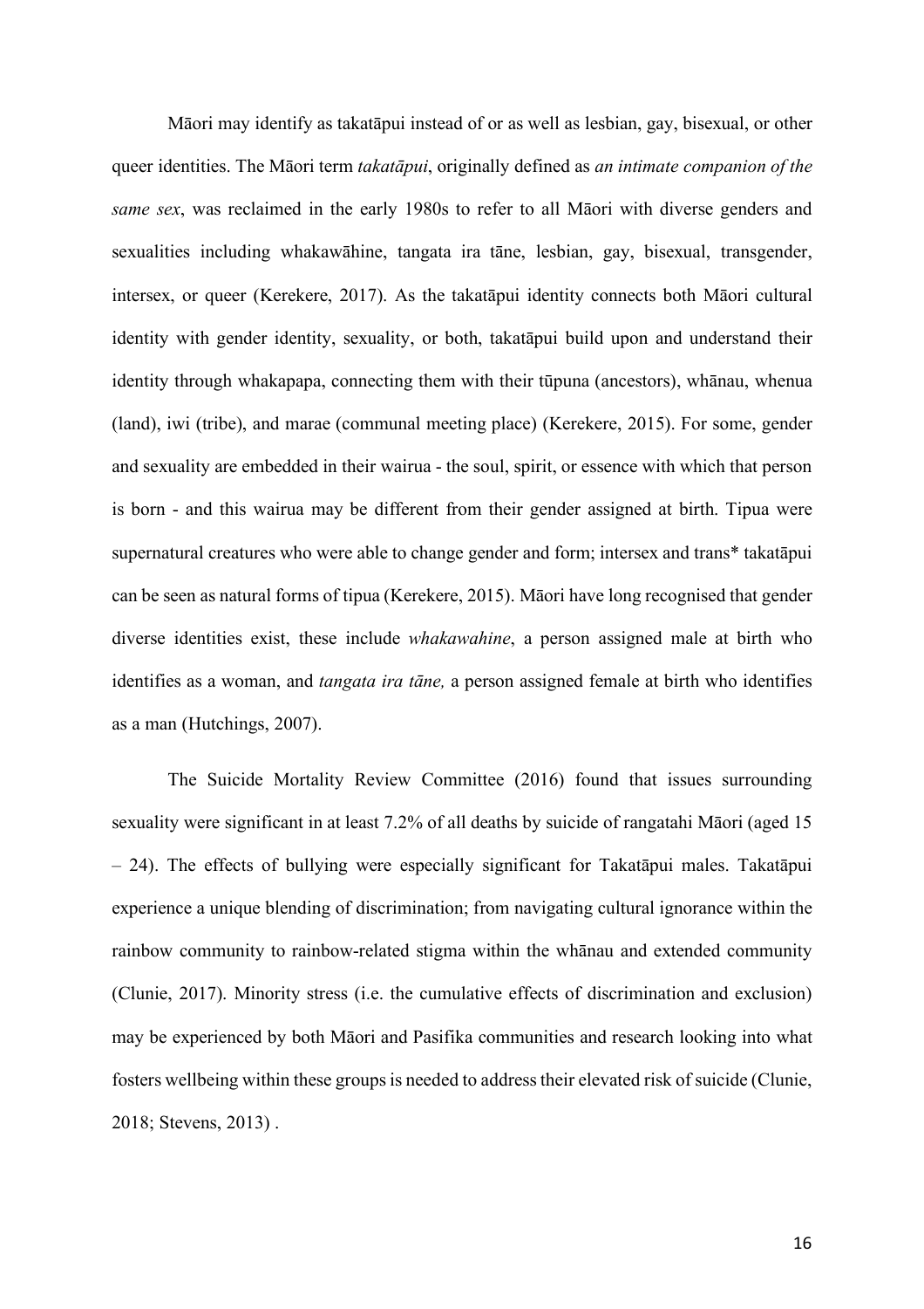Māori may identify as takatāpui instead of or as well as lesbian, gay, bisexual, or other queer identities. The Māori term *takatāpui*, originally defined as *an intimate companion of the same sex*, was reclaimed in the early 1980s to refer to all Māori with diverse genders and sexualities including whakawāhine, tangata ira tāne, lesbian, gay, bisexual, transgender, intersex, or queer (Kerekere, 2017). As the takatāpui identity connects both Māori cultural identity with gender identity, sexuality, or both, takatāpui build upon and understand their identity through whakapapa, connecting them with their tūpuna (ancestors), whānau, whenua (land), iwi (tribe), and marae (communal meeting place) (Kerekere, 2015). For some, gender and sexuality are embedded in their wairua - the soul, spirit, or essence with which that person is born - and this wairua may be different from their gender assigned at birth. Tipua were supernatural creatures who were able to change gender and form; intersex and trans* takatāpui can be seen as natural forms of tipua (Kerekere, 2015). Māori have long recognised that gender diverse identities exist, these include *whakawahine*, a person assigned male at birth who identifies as a woman, and *tangata ira tāne,* a person assigned female at birth who identifies as a man (Hutchings, 2007).

The Suicide Mortality Review Committee (2016) found that issues surrounding sexuality were significant in at least 7.2% of all deaths by suicide of rangatahi Māori (aged 15 – 24). The effects of bullying were especially significant for Takatāpui males. Takatāpui experience a unique blending of discrimination; from navigating cultural ignorance within the rainbow community to rainbow-related stigma within the whānau and extended community (Clunie, 2017). Minority stress (i.e. the cumulative effects of discrimination and exclusion) may be experienced by both Māori and Pasifika communities and research looking into what fosters wellbeing within these groups is needed to address their elevated risk of suicide (Clunie, 2018; Stevens, 2013) .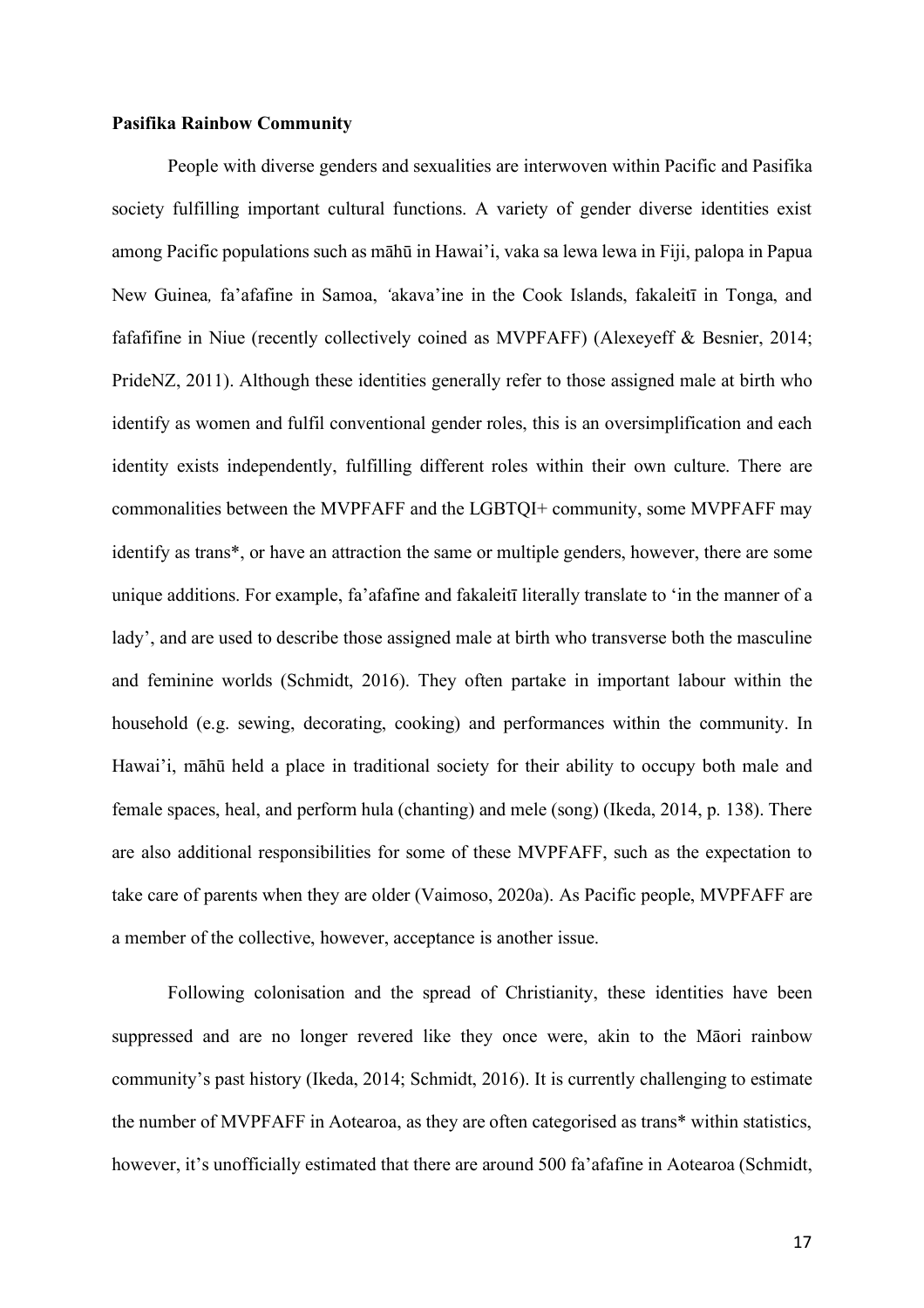**Pasifika Rainbow Community**

People with diverse genders and sexualities are interwoven within Pacific and Pasifika society fulfilling important cultural functions. A variety of gender diverse identities exist among Pacific populations such as māhū in Hawai'i, vaka sa lewa lewa in Fiji, palopa in Papua New Guinea*,* fa'afafine in Samoa, *'*akava'ine in the Cook Islands, fakaleitī in Tonga, and fafafifine in Niue (recently collectively coined as MVPFAFF) (Alexeyeff & Besnier, 2014; PrideNZ, 2011). Although these identities generally refer to those assigned male at birth who identify as women and fulfil conventional gender roles, this is an oversimplification and each identity exists independently, fulfilling different roles within their own culture. There are commonalities between the MVPFAFF and the LGBTQI+ community, some MVPFAFF may identify as trans*, or have an attraction the same or multiple genders, however, there are some unique additions. For example, fa'afafine and fakaleitī literally translate to 'in the manner of a lady', and are used to describe those assigned male at birth who transverse both the masculine and feminine worlds (Schmidt, 2016). They often partake in important labour within the household (e.g. sewing, decorating, cooking) and performances within the community. In Hawai'i, māhū held a place in traditional society for their ability to occupy both male and female spaces, heal, and perform hula (chanting) and mele (song) (Ikeda, 2014, p. 138). There are also additional responsibilities for some of these MVPFAFF, such as the expectation to take care of parents when they are older (Vaimoso, 2020a). As Pacific people, MVPFAFF are a member of the collective, however, acceptance is another issue.

Following colonisation and the spread of Christianity, these identities have been suppressed and are no longer revered like they once were, akin to the Māori rainbow community's past history (Ikeda, 2014; Schmidt, 2016). It is currently challenging to estimate the number of MVPFAFF in Aotearoa, as they are often categorised as trans* within statistics, however, it's unofficially estimated that there are around 500 fa'afafine in Aotearoa (Schmidt,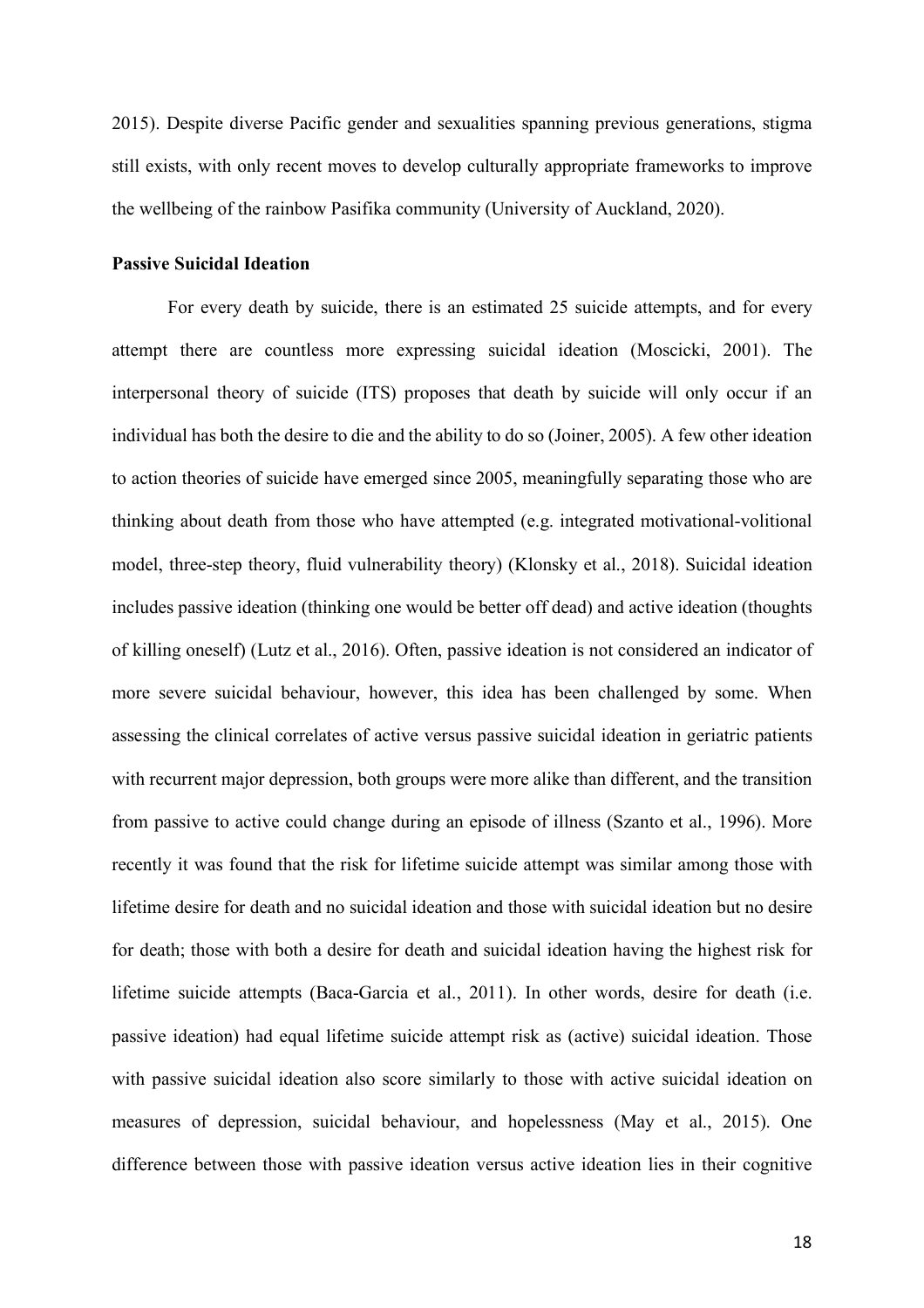2015). Despite diverse Pacific gender and sexualities spanning previous generations, stigma still exists, with only recent moves to develop culturally appropriate frameworks to improve the wellbeing of the rainbow Pasifika community (University of Auckland, 2020).

**Passive Suicidal Ideation**

For every death by suicide, there is an estimated 25 suicide attempts, and for every attempt there are countless more expressing suicidal ideation (Moscicki, 2001). The interpersonal theory of suicide (ITS) proposes that death by suicide will only occur if an individual has both the desire to die and the ability to do so (Joiner, 2005). A few other ideation to action theories of suicide have emerged since 2005, meaningfully separating those who are thinking about death from those who have attempted (e.g. integrated motivational-volitional model, three-step theory, fluid vulnerability theory) (Klonsky et al., 2018). Suicidal ideation includes passive ideation (thinking one would be better off dead) and active ideation (thoughts of killing oneself) (Lutz et al., 2016). Often, passive ideation is not considered an indicator of more severe suicidal behaviour, however, this idea has been challenged by some. When assessing the clinical correlates of active versus passive suicidal ideation in geriatric patients with recurrent major depression, both groups were more alike than different, and the transition from passive to active could change during an episode of illness (Szanto et al., 1996). More recently it was found that the risk for lifetime suicide attempt was similar among those with lifetime desire for death and no suicidal ideation and those with suicidal ideation but no desire for death; those with both a desire for death and suicidal ideation having the highest risk for lifetime suicide attempts (Baca-Garcia et al., 2011). In other words, desire for death (i.e. passive ideation) had equal lifetime suicide attempt risk as (active) suicidal ideation. Those with passive suicidal ideation also score similarly to those with active suicidal ideation on measures of depression, suicidal behaviour, and hopelessness (May et al., 2015). One difference between those with passive ideation versus active ideation lies in their cognitive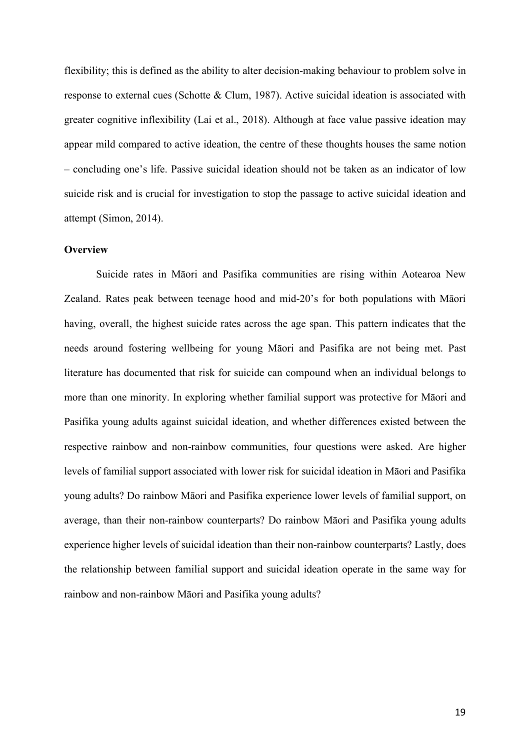flexibility; this is defined as the ability to alter decision-making behaviour to problem solve in response to external cues (Schotte & Clum, 1987). Active suicidal ideation is associated with greater cognitive inflexibility (Lai et al., 2018). Although at face value passive ideation may appear mild compared to active ideation, the centre of these thoughts houses the same notion – concluding one's life. Passive suicidal ideation should not be taken as an indicator of low suicide risk and is crucial for investigation to stop the passage to active suicidal ideation and attempt (Simon, 2014).

**Overview**

Suicide rates in Māori and Pasifika communities are rising within Aotearoa New Zealand. Rates peak between teenage hood and mid-20's for both populations with Māori having, overall, the highest suicide rates across the age span. This pattern indicates that the needs around fostering wellbeing for young Māori and Pasifika are not being met. Past literature has documented that risk for suicide can compound when an individual belongs to more than one minority. In exploring whether familial support was protective for Māori and Pasifika young adults against suicidal ideation, and whether differences existed between the respective rainbow and non-rainbow communities, four questions were asked. Are higher levels of familial support associated with lower risk for suicidal ideation in Māori and Pasifika young adults? Do rainbow Māori and Pasifika experience lower levels of familial support, on average, than their non-rainbow counterparts? Do rainbow Māori and Pasifika young adults experience higher levels of suicidal ideation than their non-rainbow counterparts? Lastly, does the relationship between familial support and suicidal ideation operate in the same way for rainbow and non-rainbow Māori and Pasifika young adults?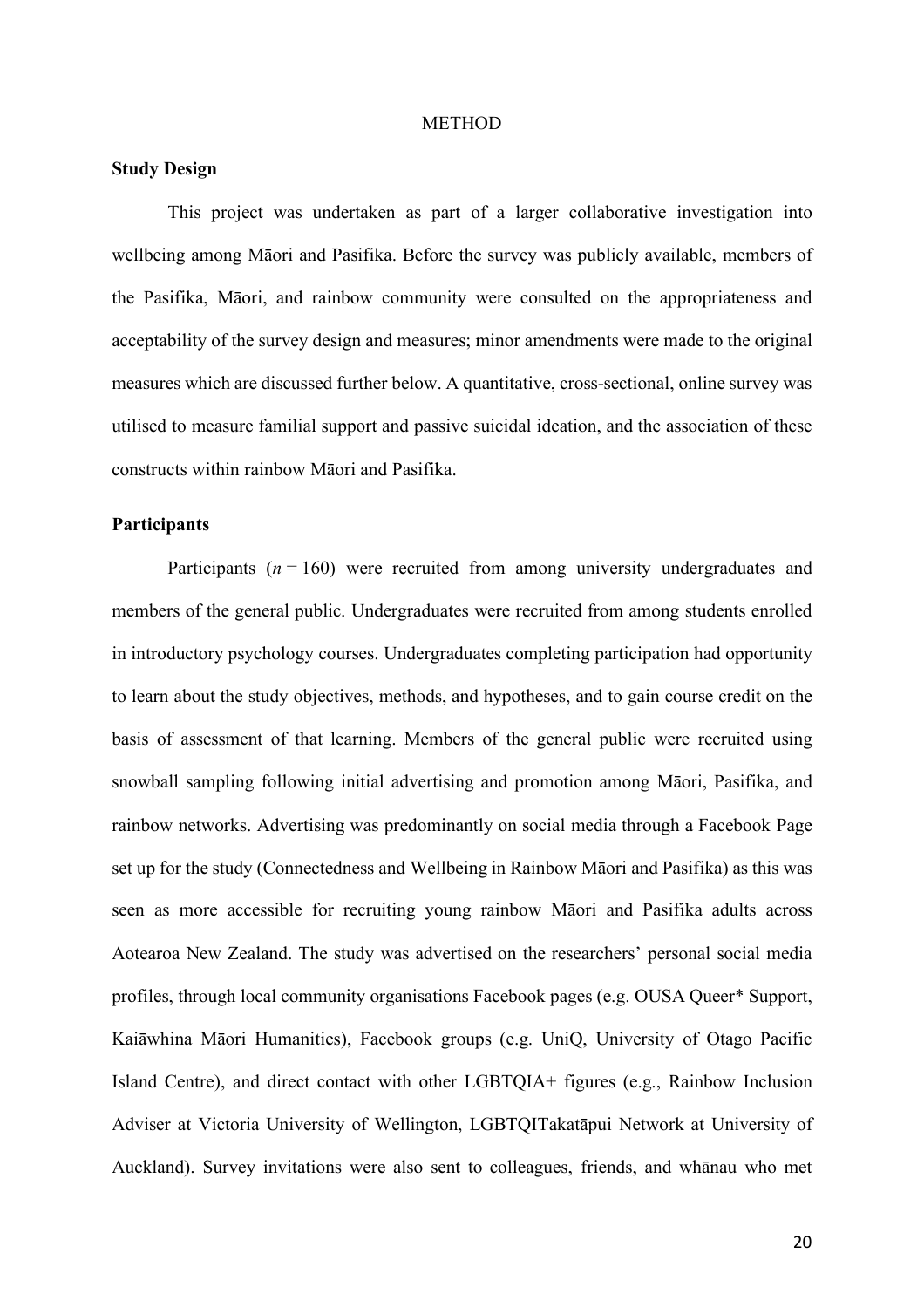# METHOD

## Study Design

This project was undertaken as part of a larger collaborative investigation into wellbeing among Māori and Pasifika. Before the survey was publicly available, members of the Pasifika, Māori, and rainbow community were consulted on the appropriateness and acceptability of the survey design and measures; minor amendments were made to the original measures which are discussed further below. A quantitative, cross-sectional, online survey was utilised to measure familial support and passive suicidal ideation, and the association of these constructs within rainbow Māori and Pasifika.

## Participants

Participants ($n = 160$) were recruited from among university undergraduates and members of the general public. Undergraduates were recruited from among students enrolled in introductory psychology courses. Undergraduates completing participation had opportunity to learn about the study objectives, methods, and hypotheses, and to gain course credit on the basis of assessment of that learning. Members of the general public were recruited using snowball sampling following initial advertising and promotion among Māori, Pasifika, and rainbow networks. Advertising was predominantly on social media through a Facebook Page set up for the study (Connectedness and Wellbeing in Rainbow Māori and Pasifika) as this was seen as more accessible for recruiting young rainbow Māori and Pasifika adults across Aotearoa New Zealand. The study was advertised on the researchers' personal social media profiles, through local community organisations Facebook pages (e.g. OUSA Queer* Support, Kaiāwhina Māori Humanities), Facebook groups (e.g. UniQ, University of Otago Pacific Island Centre), and direct contact with other LGBTQIA+ figures (e.g., Rainbow Inclusion Adviser at Victoria University of Wellington, LGBTQITakatāpui Network at University of Auckland). Survey invitations were also sent to colleagues, friends, and whānau who met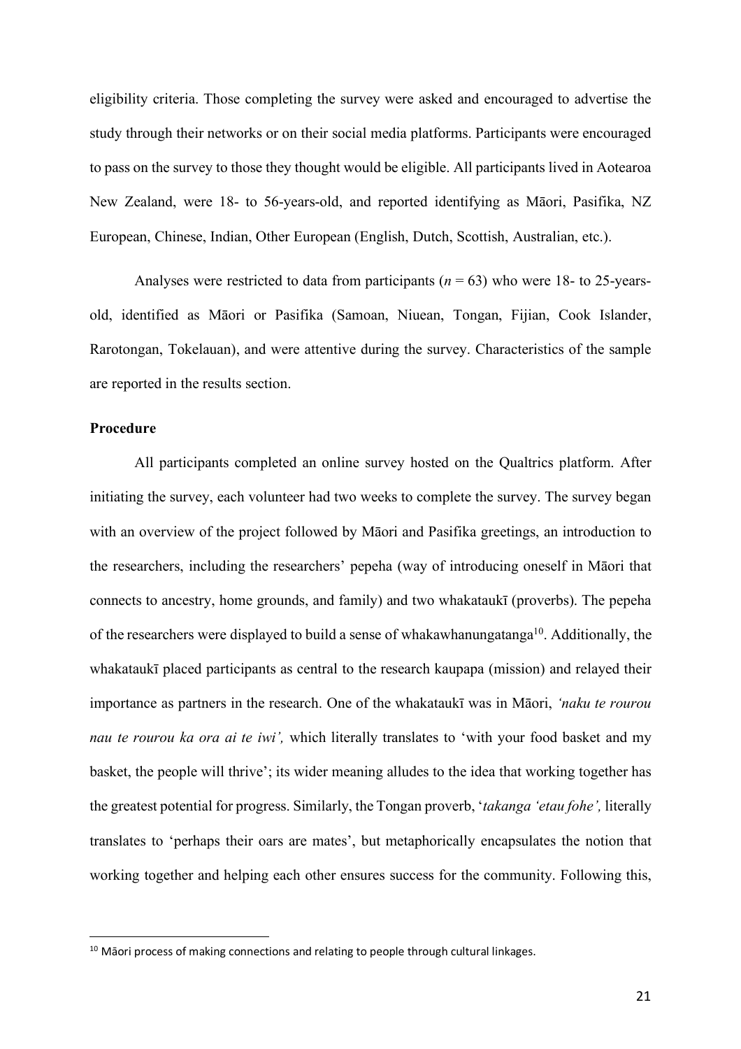eligibility criteria. Those completing the survey were asked and encouraged to advertise the study through their networks or on their social media platforms. Participants were encouraged to pass on the survey to those they thought would be eligible. All participants lived in Aotearoa New Zealand, were 18- to 56-years-old, and reported identifying as Māori, Pasifika, NZ European, Chinese, Indian, Other European (English, Dutch, Scottish, Australian, etc.).

Analyses were restricted to data from participants (*n* = 63) who were 18- to 25-years-old, identified as Māori or Pasifika (Samoan, Niuean, Tongan, Fijian, Cook Islander, Rarotongan, Tokelauan), and were attentive during the survey. Characteristics of the sample are reported in the results section.

**Procedure**

All participants completed an online survey hosted on the Qualtrics platform. After initiating the survey, each volunteer had two weeks to complete the survey. The survey began with an overview of the project followed by Māori and Pasifika greetings, an introduction to the researchers, including the researchers' pepeha (way of introducing oneself in Māori that connects to ancestry, home grounds, and family) and two whakataukī (proverbs). The pepeha of the researchers were displayed to build a sense of whakawhanungatanga[10]. Additionally, the whakataukī placed participants as central to the research kaupapa (mission) and relayed their importance as partners in the research. One of the whakataukī was in Māori, *'naku te rourou nau te rourou ka ora ai te iwi',* which literally translates to 'with your food basket and my basket, the people will thrive'; its wider meaning alludes to the idea that working together has the greatest potential for progress. Similarly, the Tongan proverb, '*takanga 'etau fohe',* literally translates to 'perhaps their oars are mates', but metaphorically encapsulates the notion that working together and helping each other ensures success for the community. Following this,

[10] Māori process of making connections and relating to people through cultural linkages.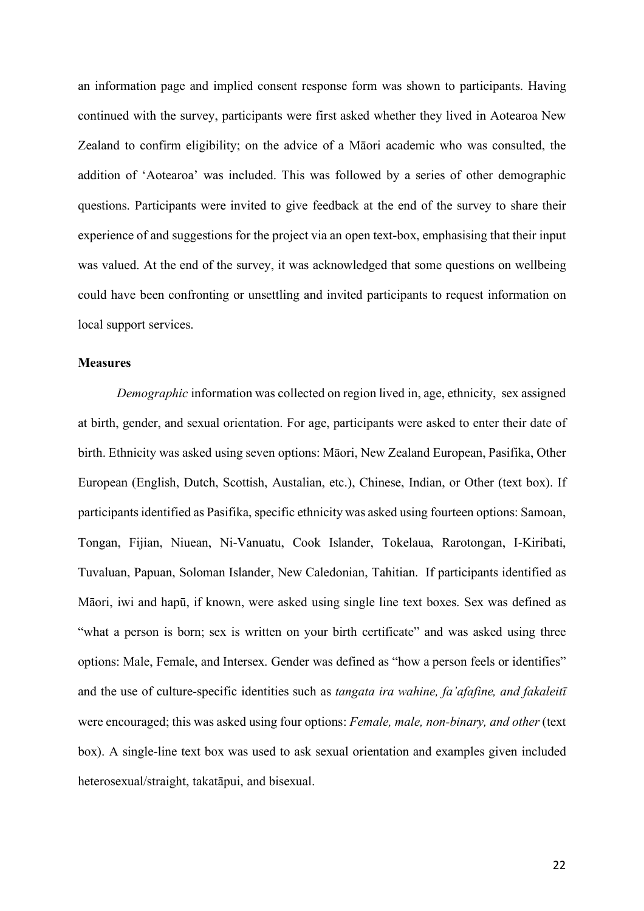an information page and implied consent response form was shown to participants. Having continued with the survey, participants were first asked whether they lived in Aotearoa New Zealand to confirm eligibility; on the advice of a Māori academic who was consulted, the addition of 'Aotearoa' was included. This was followed by a series of other demographic questions. Participants were invited to give feedback at the end of the survey to share their experience of and suggestions for the project via an open text-box, emphasising that their input was valued. At the end of the survey, it was acknowledged that some questions on wellbeing could have been confronting or unsettling and invited participants to request information on local support services.

**Measures**

*Demographic* information was collected on region lived in, age, ethnicity, sex assigned at birth, gender, and sexual orientation. For age, participants were asked to enter their date of birth. Ethnicity was asked using seven options: Māori, New Zealand European, Pasifika, Other European (English, Dutch, Scottish, Austalian, etc.), Chinese, Indian, or Other (text box). If participants identified as Pasifika, specific ethnicity was asked using fourteen options: Samoan, Tongan, Fijian, Niuean, Ni-Vanuatu, Cook Islander, Tokelaua, Rarotongan, I-Kiribati, Tuvaluan, Papuan, Soloman Islander, New Caledonian, Tahitian. If participants identified as Māori, iwi and hapū, if known, were asked using single line text boxes. Sex was defined as "what a person is born; sex is written on your birth certificate" and was asked using three options: Male, Female, and Intersex. Gender was defined as "how a person feels or identifies" and the use of culture-specific identities such as *tangata ira wahine, fa'afafine, and fakaleitī* were encouraged; this was asked using four options: *Female, male, non-binary, and other* (text box). A single-line text box was used to ask sexual orientation and examples given included heterosexual/straight, takatāpui, and bisexual.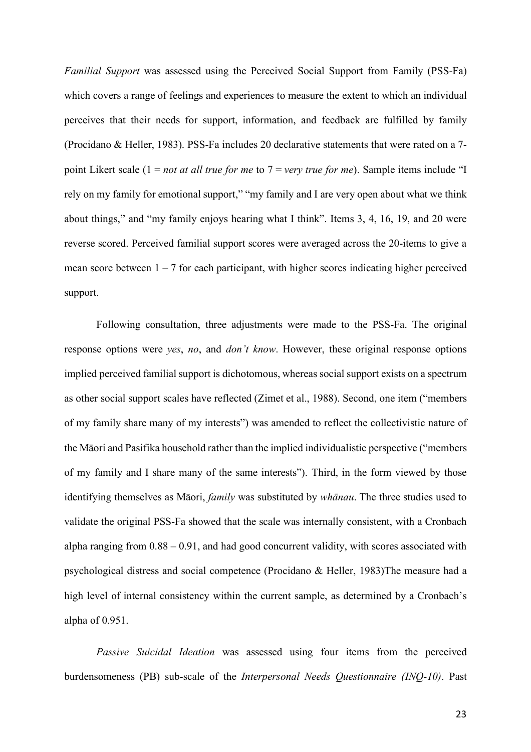*Familial Support* was assessed using the Perceived Social Support from Family (PSS-Fa) which covers a range of feelings and experiences to measure the extent to which an individual perceives that their needs for support, information, and feedback are fulfilled by family (Procidano & Heller, 1983). PSS-Fa includes 20 declarative statements that were rated on a 7-point Likert scale (1 = *not at all true for me* to 7 = *very true for me*). Sample items include "I rely on my family for emotional support," "my family and I are very open about what we think about things," and "my family enjoys hearing what I think". Items 3, 4, 16, 19, and 20 were reverse scored. Perceived familial support scores were averaged across the 20-items to give a mean score between 1 – 7 for each participant, with higher scores indicating higher perceived support.

Following consultation, three adjustments were made to the PSS-Fa. The original response options were *yes*, *no*, and *don't know*. However, these original response options implied perceived familial support is dichotomous, whereas social support exists on a spectrum as other social support scales have reflected (Zimet et al., 1988). Second, one item ("members of my family share many of my interests") was amended to reflect the collectivistic nature of the Māori and Pasifika household rather than the implied individualistic perspective ("members of my family and I share many of the same interests"). Third, in the form viewed by those identifying themselves as Māori, *family* was substituted by *whānau*. The three studies used to validate the original PSS-Fa showed that the scale was internally consistent, with a Cronbach alpha ranging from 0.88 – 0.91, and had good concurrent validity, with scores associated with psychological distress and social competence (Procidano & Heller, 1983)The measure had a high level of internal consistency within the current sample, as determined by a Cronbach's alpha of 0.951.

*Passive Suicidal Ideation* was assessed using four items from the perceived burdensomeness (PB) sub-scale of the *Interpersonal Needs Questionnaire (INQ-10)*. Past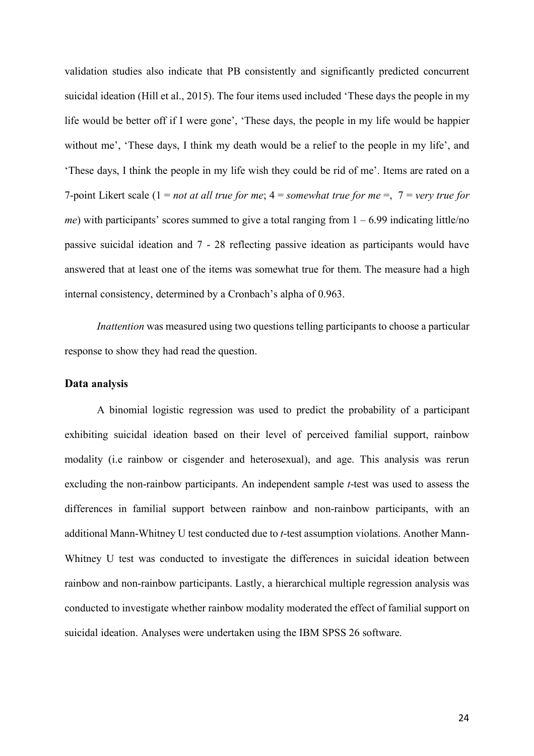validation studies also indicate that PB consistently and significantly predicted concurrent suicidal ideation (Hill et al., 2015). The four items used included 'These days the people in my life would be better off if I were gone', 'These days, the people in my life would be happier without me', 'These days, I think my death would be a relief to the people in my life', and 'These days, I think the people in my life wish they could be rid of me'. Items are rated on a 7-point Likert scale (1 = *not at all true for me*; 4 = *somewhat true for me* =,  7 = *very true for me*) with participants' scores summed to give a total ranging from 1 – 6.99 indicating little/no passive suicidal ideation and 7 - 28 reflecting passive ideation as participants would have answered that at least one of the items was somewhat true for them. The measure had a high internal consistency, determined by a Cronbach's alpha of 0.963.

*Inattention* was measured using two questions telling participants to choose a particular response to show they had read the question.

### Data analysis

A binomial logistic regression was used to predict the probability of a participant exhibiting suicidal ideation based on their level of perceived familial support, rainbow modality (i.e rainbow or cisgender and heterosexual), and age. This analysis was rerun excluding the non-rainbow participants. An independent sample *t*-test was used to assess the differences in familial support between rainbow and non-rainbow participants, with an additional Mann-Whitney U test conducted due to *t*-test assumption violations. Another Mann-Whitney U test was conducted to investigate the differences in suicidal ideation between rainbow and non-rainbow participants. Lastly, a hierarchical multiple regression analysis was conducted to investigate whether rainbow modality moderated the effect of familial support on suicidal ideation. Analyses were undertaken using the IBM SPSS 26 software.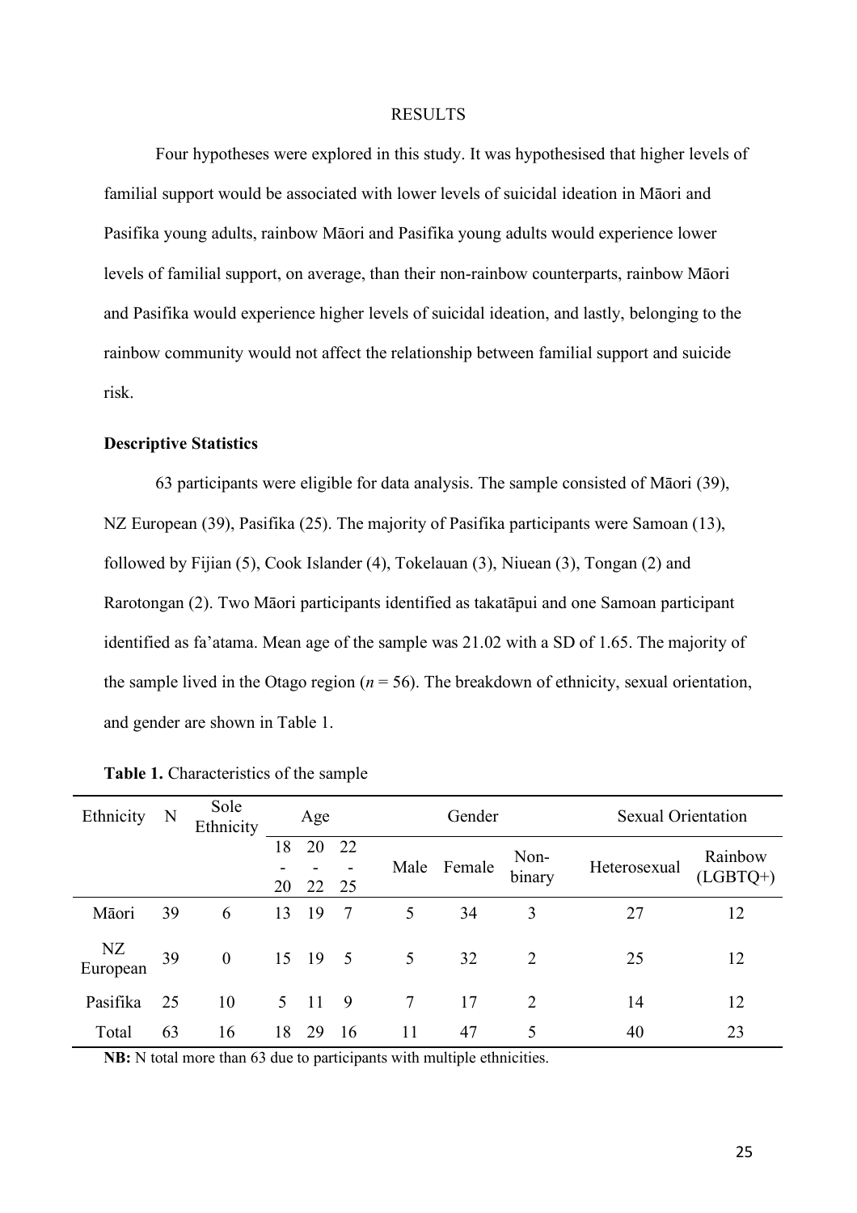# RESULTS

Four hypotheses were explored in this study. It was hypothesised that higher levels of familial support would be associated with lower levels of suicidal ideation in Māori and Pasifika young adults, rainbow Māori and Pasifika young adults would experience lower levels of familial support, on average, than their non-rainbow counterparts, rainbow Māori and Pasifika would experience higher levels of suicidal ideation, and lastly, belonging to the rainbow community would not affect the relationship between familial support and suicide risk.

## Descriptive Statistics

63 participants were eligible for data analysis. The sample consisted of Māori (39), NZ European (39), Pasifika (25). The majority of Pasifika participants were Samoan (13), followed by Fijian (5), Cook Islander (4), Tokelauan (3), Niuean (3), Tongan (2) and Rarotongan (2). Two Māori participants identified as takatāpui and one Samoan participant identified as fa'atama. Mean age of the sample was 21.02 with a SD of 1.65. The majority of the sample lived in the Otago region (*n* = 56). The breakdown of ethnicity, sexual orientation, and gender are shown in Table 1.

**Table 1.** Characteristics of the sample

| Ethnicity | N | Sole Ethnicity | Age | | | Gender | | | Sexual Orientation | |
|---|---|---|---|---|---|---|---|---|---|---|
| | | | 18 - 20 | 20 - 22 | 22 - 25 | Male | Female | Non-binary | Heterosexual | Rainbow (LGBTQ+) |
| Māori | 39 | 6 | 13 | 19 | 7 | 5 | 34 | 3 | 27 | 12 |
| NZ European | 39 | 0 | 15 | 19 | 5 | 5 | 32 | 2 | 25 | 12 |
| Pasifika | 25 | 10 | 5 | 11 | 9 | 7 | 17 | 2 | 14 | 12 |
| Total | 63 | 16 | 18 | 29 | 16 | 11 | 47 | 5 | 40 | 23 |

**NB:** N total more than 63 due to participants with multiple ethnicities.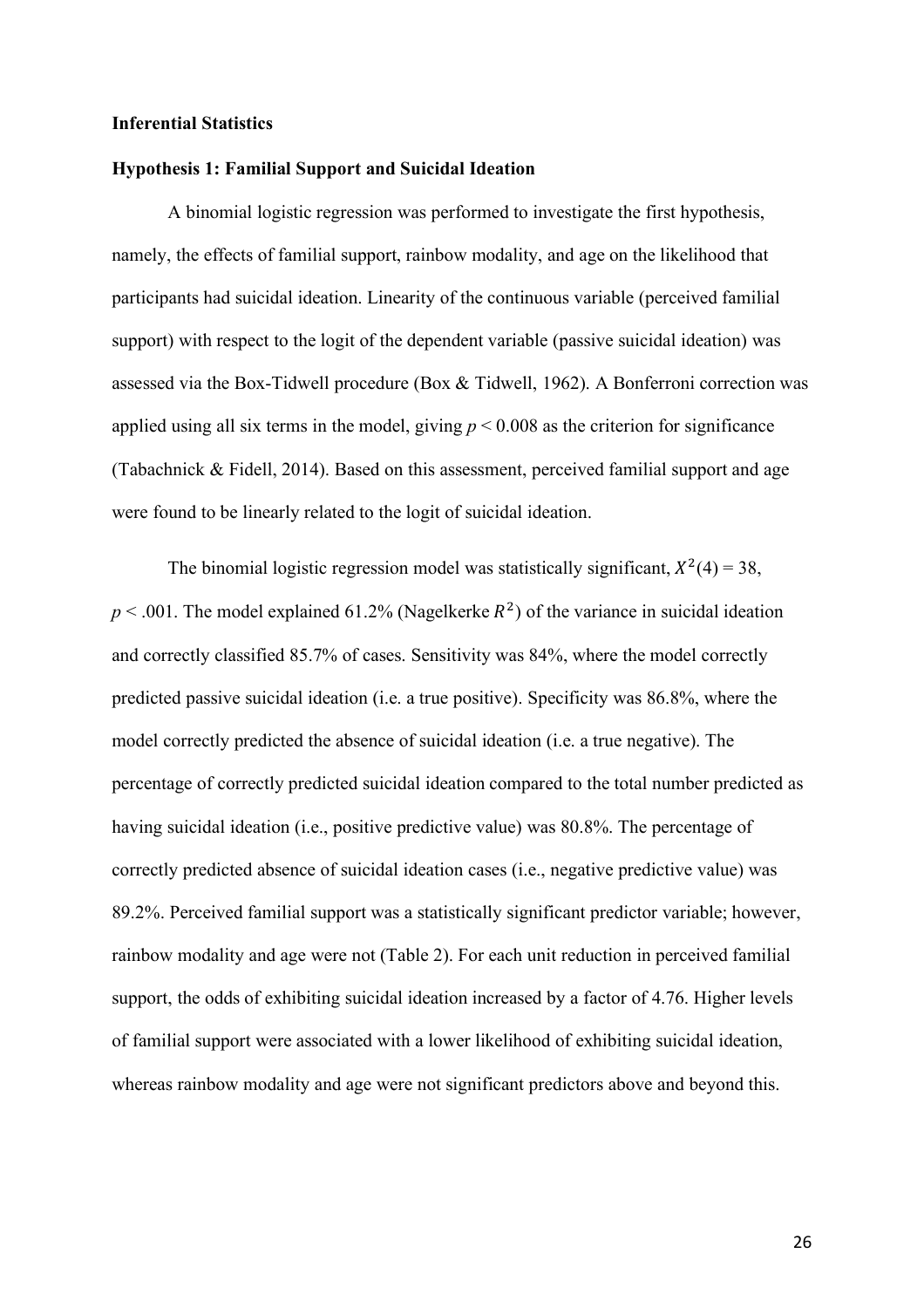**Inferential Statistics**

**Hypothesis 1: Familial Support and Suicidal Ideation**

A binomial logistic regression was performed to investigate the first hypothesis, namely, the effects of familial support, rainbow modality, and age on the likelihood that participants had suicidal ideation. Linearity of the continuous variable (perceived familial support) with respect to the logit of the dependent variable (passive suicidal ideation) was assessed via the Box-Tidwell procedure (Box & Tidwell, 1962). A Bonferroni correction was applied using all six terms in the model, giving $p < 0.008$ as the criterion for significance (Tabachnick & Fidell, 2014). Based on this assessment, perceived familial support and age were found to be linearly related to the logit of suicidal ideation.

The binomial logistic regression model was statistically significant, $X^2(4) = 38$, $p < .001$. The model explained 61.2% (Nagelkerke $R^2$) of the variance in suicidal ideation and correctly classified 85.7% of cases. Sensitivity was 84%, where the model correctly predicted passive suicidal ideation (i.e. a true positive). Specificity was 86.8%, where the model correctly predicted the absence of suicidal ideation (i.e. a true negative). The percentage of correctly predicted suicidal ideation compared to the total number predicted as having suicidal ideation (i.e., positive predictive value) was 80.8%. The percentage of correctly predicted absence of suicidal ideation cases (i.e., negative predictive value) was 89.2%. Perceived familial support was a statistically significant predictor variable; however, rainbow modality and age were not (Table 2). For each unit reduction in perceived familial support, the odds of exhibiting suicidal ideation increased by a factor of 4.76. Higher levels of familial support were associated with a lower likelihood of exhibiting suicidal ideation, whereas rainbow modality and age were not significant predictors above and beyond this.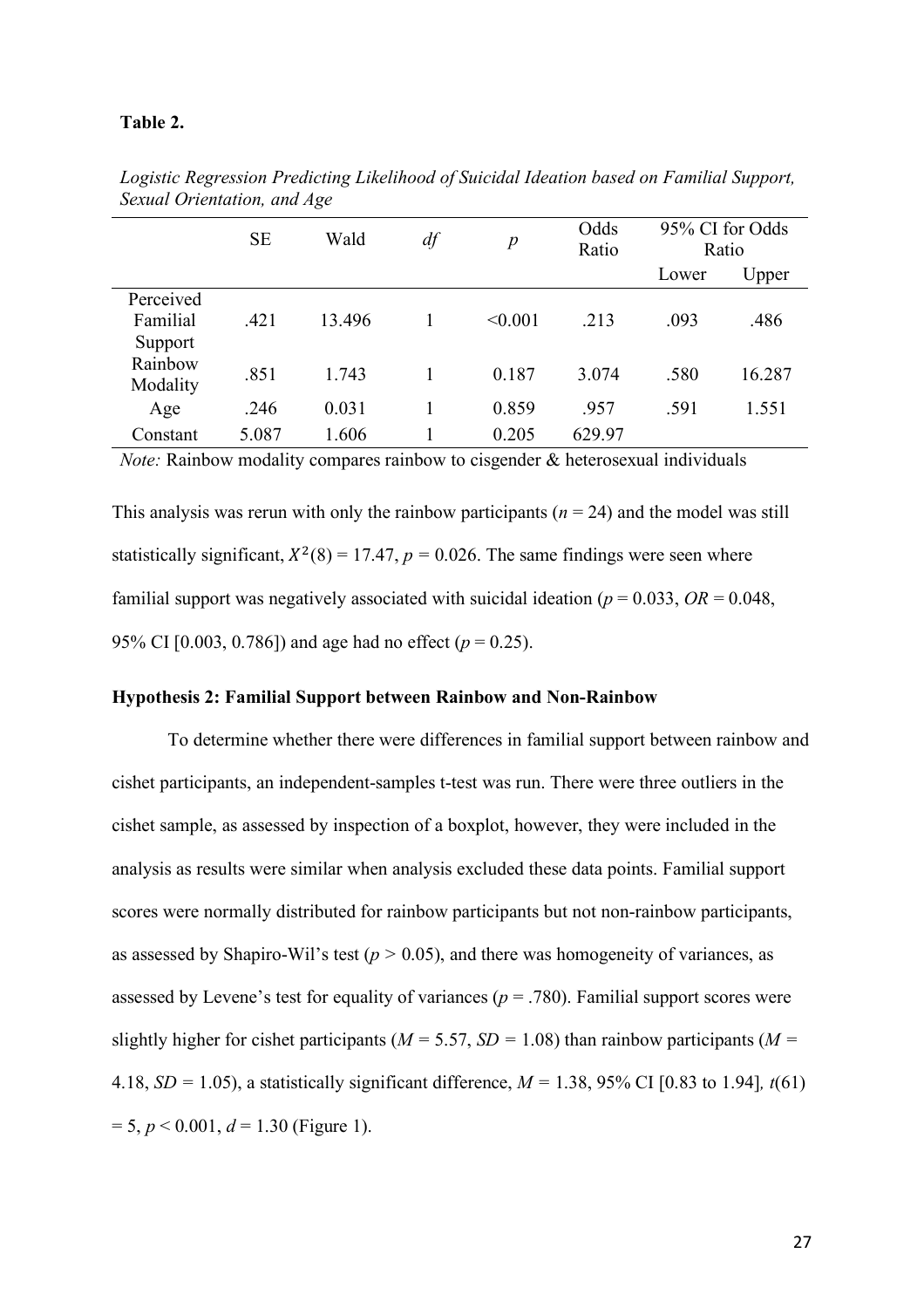**Table 2.**

*Logistic Regression Predicting Likelihood of Suicidal Ideation based on Familial Support, Sexual Orientation, and Age*

| | SE | Wald | *df* | *p* | Odds Ratio | 95% CI for Odds Ratio | |
|---|---|---|---|---|---|---|---|
| | | | | | | Lower | Upper |
| Perceived Familial Support | .421 | 13.496 | 1 | <0.001 | .213 | .093 | .486 |
| Rainbow Modality | .851 | 1.743 | 1 | 0.187 | 3.074 | .580 | 16.287 |
| Age | .246 | 0.031 | 1 | 0.859 | .957 | .591 | 1.551 |
| Constant | 5.087 | 1.606 | 1 | 0.205 | 629.97 | | |

*Note:* Rainbow modality compares rainbow to cisgender & heterosexual individuals

This analysis was rerun with only the rainbow participants ($n = 24$) and the model was still statistically significant, $X^2(8) = 17.47$, $p = 0.026$. The same findings were seen where familial support was negatively associated with suicidal ideation ($p = 0.033$, $OR = 0.048$, 95% CI [0.003, 0.786]) and age had no effect ($p = 0.25$).

### Hypothesis 2: Familial Support between Rainbow and Non-Rainbow

To determine whether there were differences in familial support between rainbow and cishet participants, an independent-samples t-test was run. There were three outliers in the cishet sample, as assessed by inspection of a boxplot, however, they were included in the analysis as results were similar when analysis excluded these data points. Familial support scores were normally distributed for rainbow participants but not non-rainbow participants, as assessed by Shapiro-Wil's test ($p > 0.05$), and there was homogeneity of variances, as assessed by Levene's test for equality of variances ($p = .780$). Familial support scores were slightly higher for cishet participants ($M = 5.57$, $SD = 1.08$) than rainbow participants ($M = 4.18$, $SD = 1.05$), a statistically significant difference, $M = 1.38$, 95% CI [0.83 to 1.94], $t(61) = 5$, $p < 0.001$, $d = 1.30$ (Figure 1).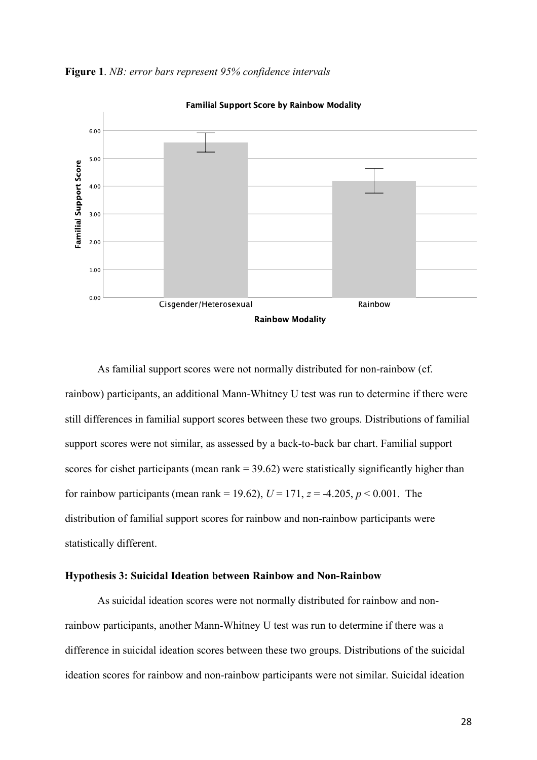**Figure 1**. *NB: error bars represent 95% confidence intervals*

As familial support scores were not normally distributed for non-rainbow (cf. rainbow) participants, an additional Mann-Whitney U test was run to determine if there were still differences in familial support scores between these two groups. Distributions of familial support scores were not similar, as assessed by a back-to-back bar chart. Familial support scores for cishet participants (mean rank = 39.62) were statistically significantly higher than for rainbow participants (mean rank = 19.62), $U = 171$, $z = -4.205$, $p < 0.001$. The distribution of familial support scores for rainbow and non-rainbow participants were statistically different.

### Hypothesis 3: Suicidal Ideation between Rainbow and Non-Rainbow

As suicidal ideation scores were not normally distributed for rainbow and non-rainbow participants, another Mann-Whitney U test was run to determine if there was a difference in suicidal ideation scores between these two groups. Distributions of the suicidal ideation scores for rainbow and non-rainbow participants were not similar. Suicidal ideation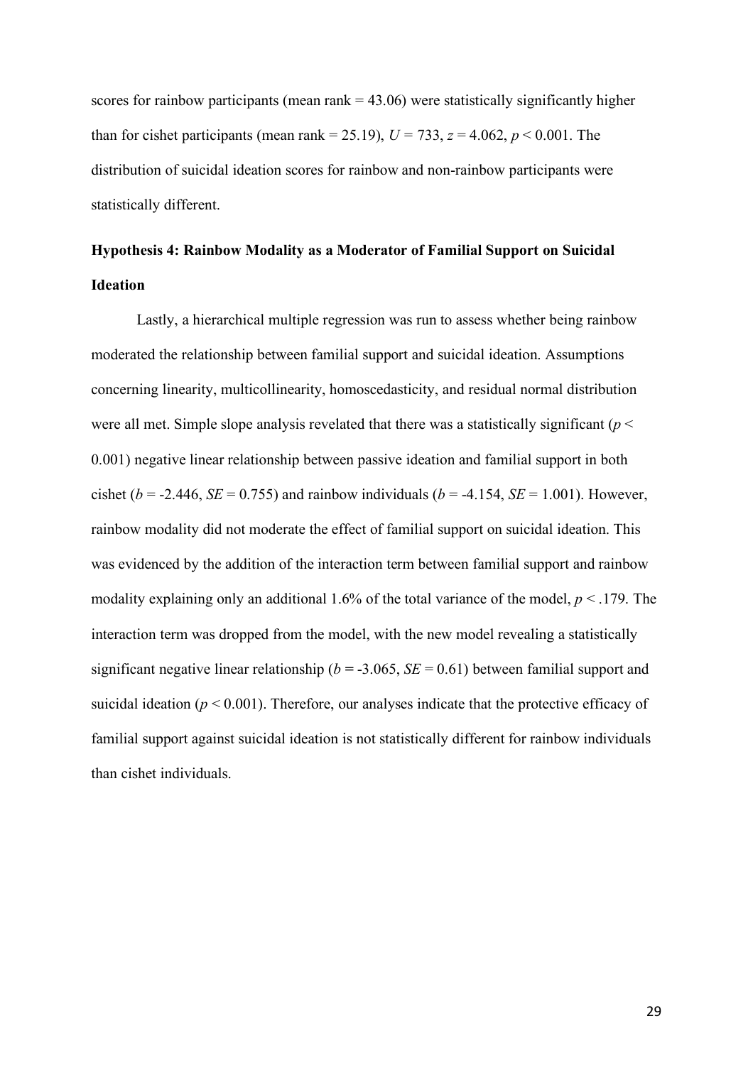scores for rainbow participants (mean rank = 43.06) were statistically significantly higher than for cishet participants (mean rank = 25.19), $U = 733$, $z = 4.062$, $p < 0.001$. The distribution of suicidal ideation scores for rainbow and non-rainbow participants were statistically different.

**Hypothesis 4: Rainbow Modality as a Moderator of Familial Support on Suicidal Ideation**

Lastly, a hierarchical multiple regression was run to assess whether being rainbow moderated the relationship between familial support and suicidal ideation. Assumptions concerning linearity, multicollinearity, homoscedasticity, and residual normal distribution were all met. Simple slope analysis revelated that there was a statistically significant ($p < 0.001$) negative linear relationship between passive ideation and familial support in both cishet ($b = -2.446$, $SE = 0.755$) and rainbow individuals ($b = -4.154$, $SE = 1.001$). However, rainbow modality did not moderate the effect of familial support on suicidal ideation. This was evidenced by the addition of the interaction term between familial support and rainbow modality explaining only an additional 1.6% of the total variance of the model, $p < .179$. The interaction term was dropped from the model, with the new model revealing a statistically significant negative linear relationship ($b = -3.065$, $SE = 0.61$) between familial support and suicidal ideation ($p < 0.001$). Therefore, our analyses indicate that the protective efficacy of familial support against suicidal ideation is not statistically different for rainbow individuals than cishet individuals.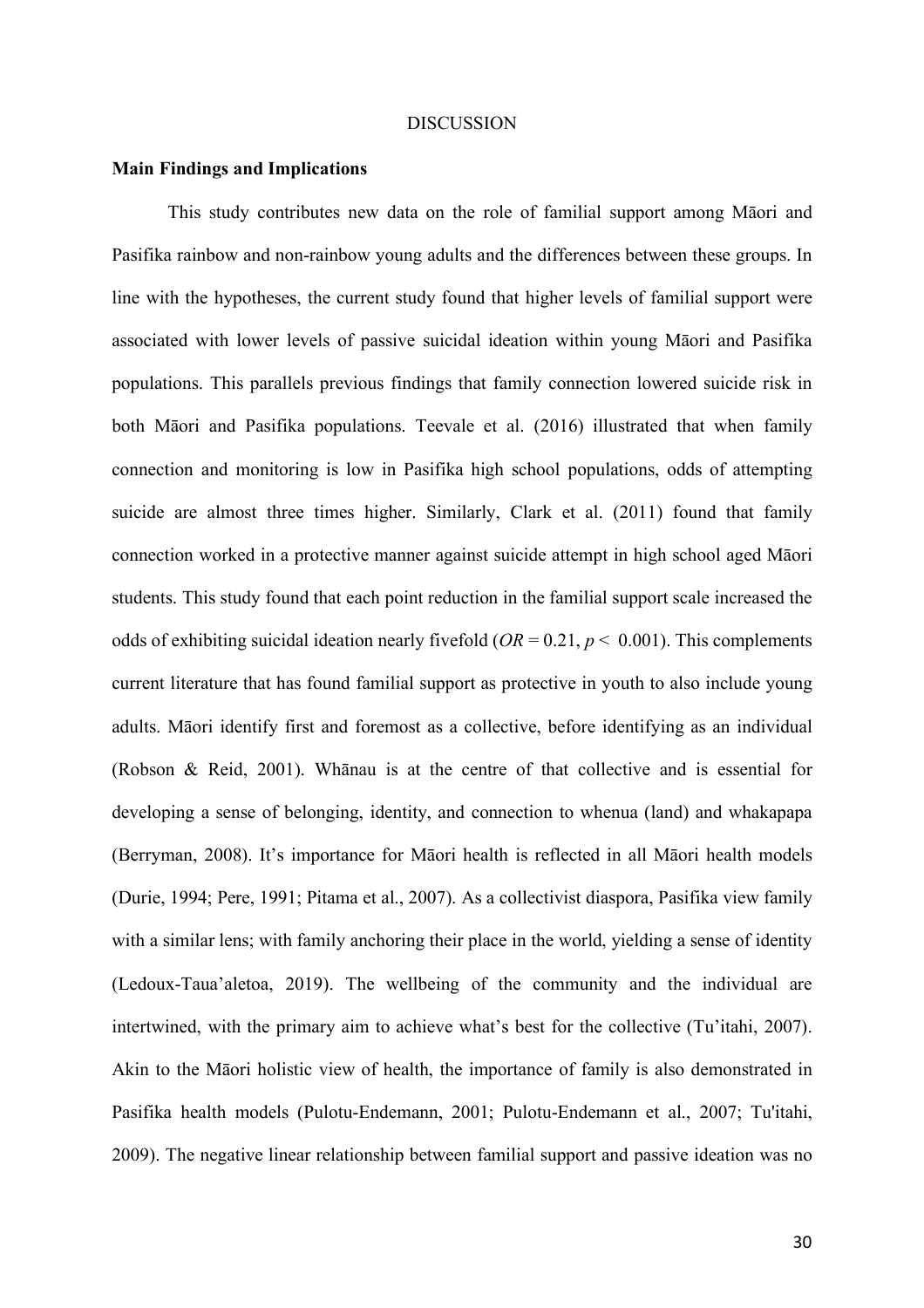# DISCUSSION

## Main Findings and Implications

This study contributes new data on the role of familial support among Māori and Pasifika rainbow and non-rainbow young adults and the differences between these groups. In line with the hypotheses, the current study found that higher levels of familial support were associated with lower levels of passive suicidal ideation within young Māori and Pasifika populations. This parallels previous findings that family connection lowered suicide risk in both Māori and Pasifika populations. Teevale et al. (2016) illustrated that when family connection and monitoring is low in Pasifika high school populations, odds of attempting suicide are almost three times higher. Similarly, Clark et al. (2011) found that family connection worked in a protective manner against suicide attempt in high school aged Māori students. This study found that each point reduction in the familial support scale increased the odds of exhibiting suicidal ideation nearly fivefold ($OR = 0.21$, $p < 0.001$). This complements current literature that has found familial support as protective in youth to also include young adults. Māori identify first and foremost as a collective, before identifying as an individual (Robson & Reid, 2001). Whānau is at the centre of that collective and is essential for developing a sense of belonging, identity, and connection to whenua (land) and whakapapa (Berryman, 2008). It's importance for Māori health is reflected in all Māori health models (Durie, 1994; Pere, 1991; Pitama et al., 2007). As a collectivist diaspora, Pasifika view family with a similar lens; with family anchoring their place in the world, yielding a sense of identity (Ledoux-Taua'aletoa, 2019). The wellbeing of the community and the individual are intertwined, with the primary aim to achieve what's best for the collective (Tu'itahi, 2007). Akin to the Māori holistic view of health, the importance of family is also demonstrated in Pasifika health models (Pulotu-Endemann, 2001; Pulotu-Endemann et al., 2007; Tu'itahi, 2009). The negative linear relationship between familial support and passive ideation was no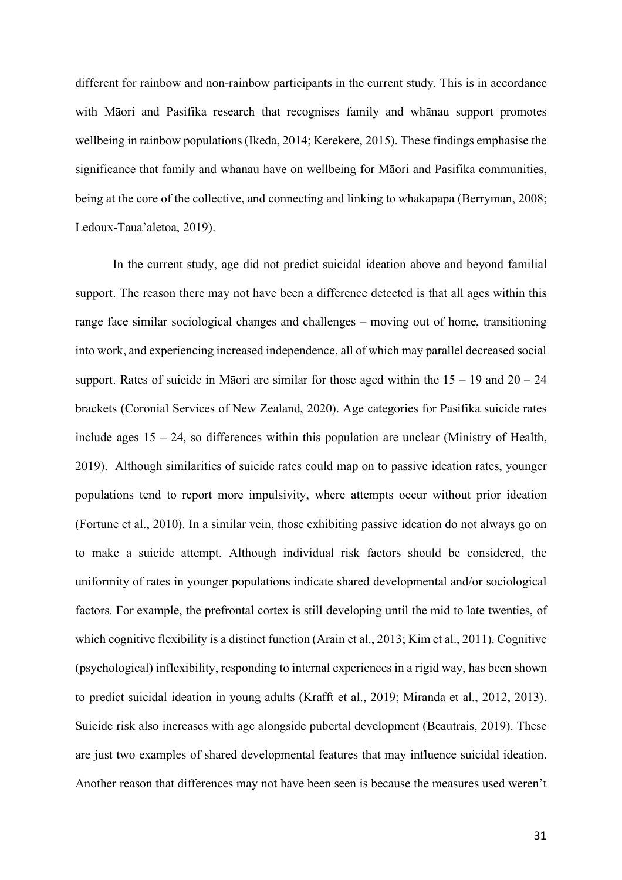different for rainbow and non-rainbow participants in the current study. This is in accordance with Māori and Pasifika research that recognises family and whānau support promotes wellbeing in rainbow populations (Ikeda, 2014; Kerekere, 2015). These findings emphasise the significance that family and whanau have on wellbeing for Māori and Pasifika communities, being at the core of the collective, and connecting and linking to whakapapa (Berryman, 2008; Ledoux-Taua'aletoa, 2019).

In the current study, age did not predict suicidal ideation above and beyond familial support. The reason there may not have been a difference detected is that all ages within this range face similar sociological changes and challenges – moving out of home, transitioning into work, and experiencing increased independence, all of which may parallel decreased social support. Rates of suicide in Māori are similar for those aged within the 15 – 19 and 20 – 24 brackets (Coronial Services of New Zealand, 2020). Age categories for Pasifika suicide rates include ages 15 – 24, so differences within this population are unclear (Ministry of Health, 2019). Although similarities of suicide rates could map on to passive ideation rates, younger populations tend to report more impulsivity, where attempts occur without prior ideation (Fortune et al., 2010). In a similar vein, those exhibiting passive ideation do not always go on to make a suicide attempt. Although individual risk factors should be considered, the uniformity of rates in younger populations indicate shared developmental and/or sociological factors. For example, the prefrontal cortex is still developing until the mid to late twenties, of which cognitive flexibility is a distinct function (Arain et al., 2013; Kim et al., 2011). Cognitive (psychological) inflexibility, responding to internal experiences in a rigid way, has been shown to predict suicidal ideation in young adults (Krafft et al., 2019; Miranda et al., 2012, 2013). Suicide risk also increases with age alongside pubertal development (Beautrais, 2019). These are just two examples of shared developmental features that may influence suicidal ideation. Another reason that differences may not have been seen is because the measures used weren't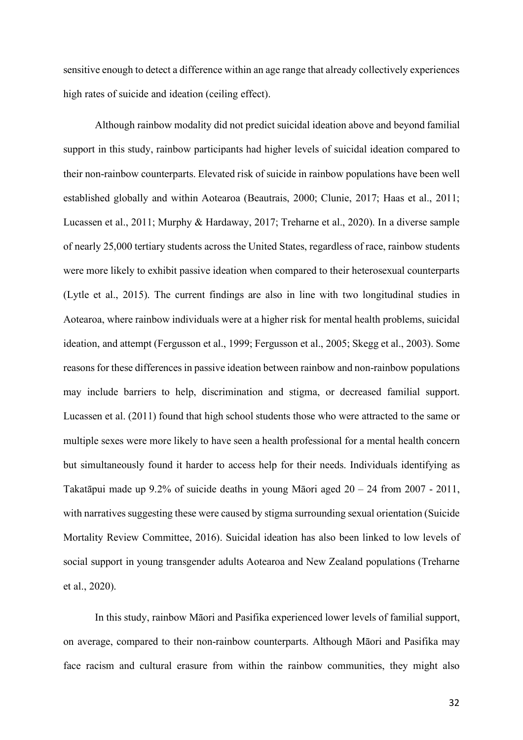sensitive enough to detect a difference within an age range that already collectively experiences high rates of suicide and ideation (ceiling effect).

Although rainbow modality did not predict suicidal ideation above and beyond familial support in this study, rainbow participants had higher levels of suicidal ideation compared to their non-rainbow counterparts. Elevated risk of suicide in rainbow populations have been well established globally and within Aotearoa (Beautrais, 2000; Clunie, 2017; Haas et al., 2011; Lucassen et al., 2011; Murphy & Hardaway, 2017; Treharne et al., 2020). In a diverse sample of nearly 25,000 tertiary students across the United States, regardless of race, rainbow students were more likely to exhibit passive ideation when compared to their heterosexual counterparts (Lytle et al., 2015). The current findings are also in line with two longitudinal studies in Aotearoa, where rainbow individuals were at a higher risk for mental health problems, suicidal ideation, and attempt (Fergusson et al., 1999; Fergusson et al., 2005; Skegg et al., 2003). Some reasons for these differences in passive ideation between rainbow and non-rainbow populations may include barriers to help, discrimination and stigma, or decreased familial support. Lucassen et al. (2011) found that high school students those who were attracted to the same or multiple sexes were more likely to have seen a health professional for a mental health concern but simultaneously found it harder to access help for their needs. Individuals identifying as Takatāpui made up 9.2% of suicide deaths in young Māori aged 20 – 24 from 2007 - 2011, with narratives suggesting these were caused by stigma surrounding sexual orientation (Suicide Mortality Review Committee, 2016). Suicidal ideation has also been linked to low levels of social support in young transgender adults Aotearoa and New Zealand populations (Treharne et al., 2020).

In this study, rainbow Māori and Pasifika experienced lower levels of familial support, on average, compared to their non-rainbow counterparts. Although Māori and Pasifika may face racism and cultural erasure from within the rainbow communities, they might also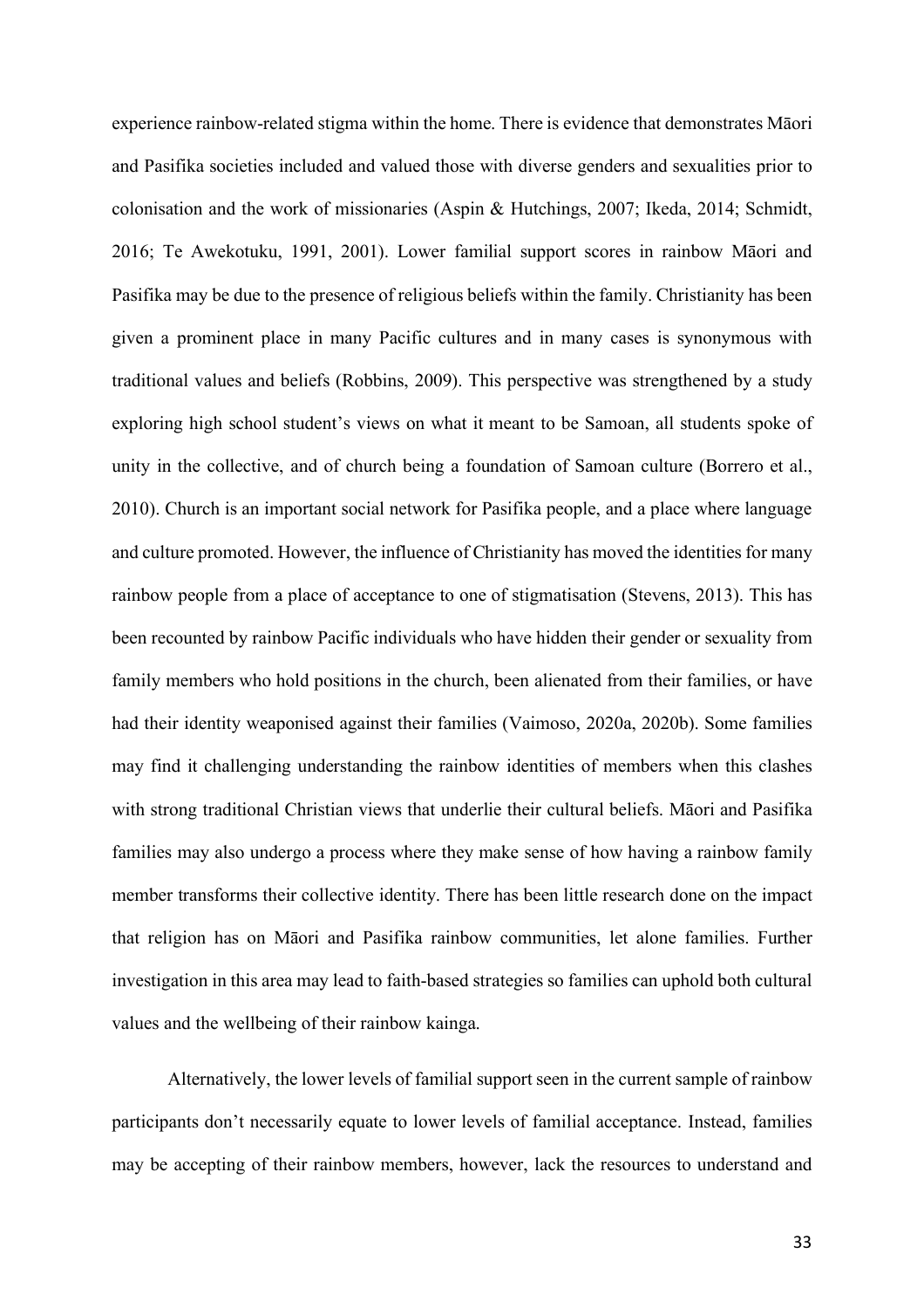experience rainbow-related stigma within the home. There is evidence that demonstrates Māori and Pasifika societies included and valued those with diverse genders and sexualities prior to colonisation and the work of missionaries (Aspin & Hutchings, 2007; Ikeda, 2014; Schmidt, 2016; Te Awekotuku, 1991, 2001). Lower familial support scores in rainbow Māori and Pasifika may be due to the presence of religious beliefs within the family. Christianity has been given a prominent place in many Pacific cultures and in many cases is synonymous with traditional values and beliefs (Robbins, 2009). This perspective was strengthened by a study exploring high school student's views on what it meant to be Samoan, all students spoke of unity in the collective, and of church being a foundation of Samoan culture (Borrero et al., 2010). Church is an important social network for Pasifika people, and a place where language and culture promoted. However, the influence of Christianity has moved the identities for many rainbow people from a place of acceptance to one of stigmatisation (Stevens, 2013). This has been recounted by rainbow Pacific individuals who have hidden their gender or sexuality from family members who hold positions in the church, been alienated from their families, or have had their identity weaponised against their families (Vaimoso, 2020a, 2020b). Some families may find it challenging understanding the rainbow identities of members when this clashes with strong traditional Christian views that underlie their cultural beliefs. Māori and Pasifika families may also undergo a process where they make sense of how having a rainbow family member transforms their collective identity. There has been little research done on the impact that religion has on Māori and Pasifika rainbow communities, let alone families. Further investigation in this area may lead to faith-based strategies so families can uphold both cultural values and the wellbeing of their rainbow kainga.

Alternatively, the lower levels of familial support seen in the current sample of rainbow participants don't necessarily equate to lower levels of familial acceptance. Instead, families may be accepting of their rainbow members, however, lack the resources to understand and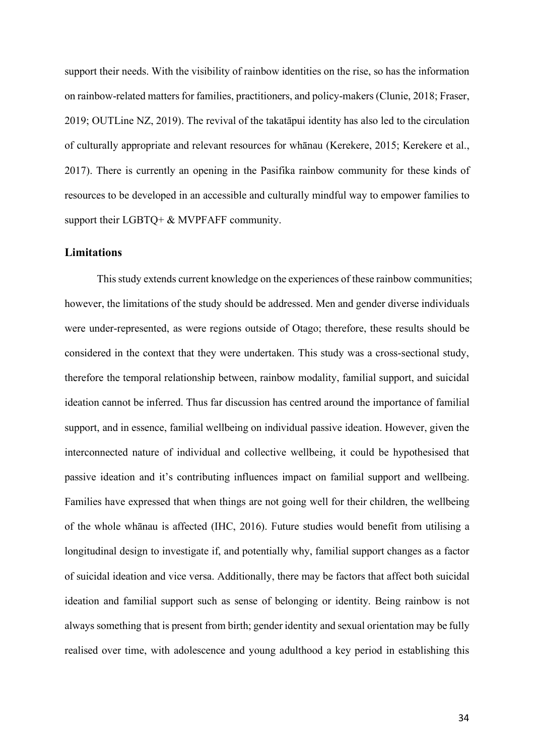support their needs. With the visibility of rainbow identities on the rise, so has the information on rainbow-related matters for families, practitioners, and policy-makers (Clunie, 2018; Fraser, 2019; OUTLine NZ, 2019). The revival of the takatāpui identity has also led to the circulation of culturally appropriate and relevant resources for whānau (Kerekere, 2015; Kerekere et al., 2017). There is currently an opening in the Pasifika rainbow community for these kinds of resources to be developed in an accessible and culturally mindful way to empower families to support their LGBTQ+ & MVPFAFF community.

### Limitations

This study extends current knowledge on the experiences of these rainbow communities; however, the limitations of the study should be addressed. Men and gender diverse individuals were under-represented, as were regions outside of Otago; therefore, these results should be considered in the context that they were undertaken. This study was a cross-sectional study, therefore the temporal relationship between, rainbow modality, familial support, and suicidal ideation cannot be inferred. Thus far discussion has centred around the importance of familial support, and in essence, familial wellbeing on individual passive ideation. However, given the interconnected nature of individual and collective wellbeing, it could be hypothesised that passive ideation and it's contributing influences impact on familial support and wellbeing. Families have expressed that when things are not going well for their children, the wellbeing of the whole whānau is affected (IHC, 2016). Future studies would benefit from utilising a longitudinal design to investigate if, and potentially why, familial support changes as a factor of suicidal ideation and vice versa. Additionally, there may be factors that affect both suicidal ideation and familial support such as sense of belonging or identity. Being rainbow is not always something that is present from birth; gender identity and sexual orientation may be fully realised over time, with adolescence and young adulthood a key period in establishing this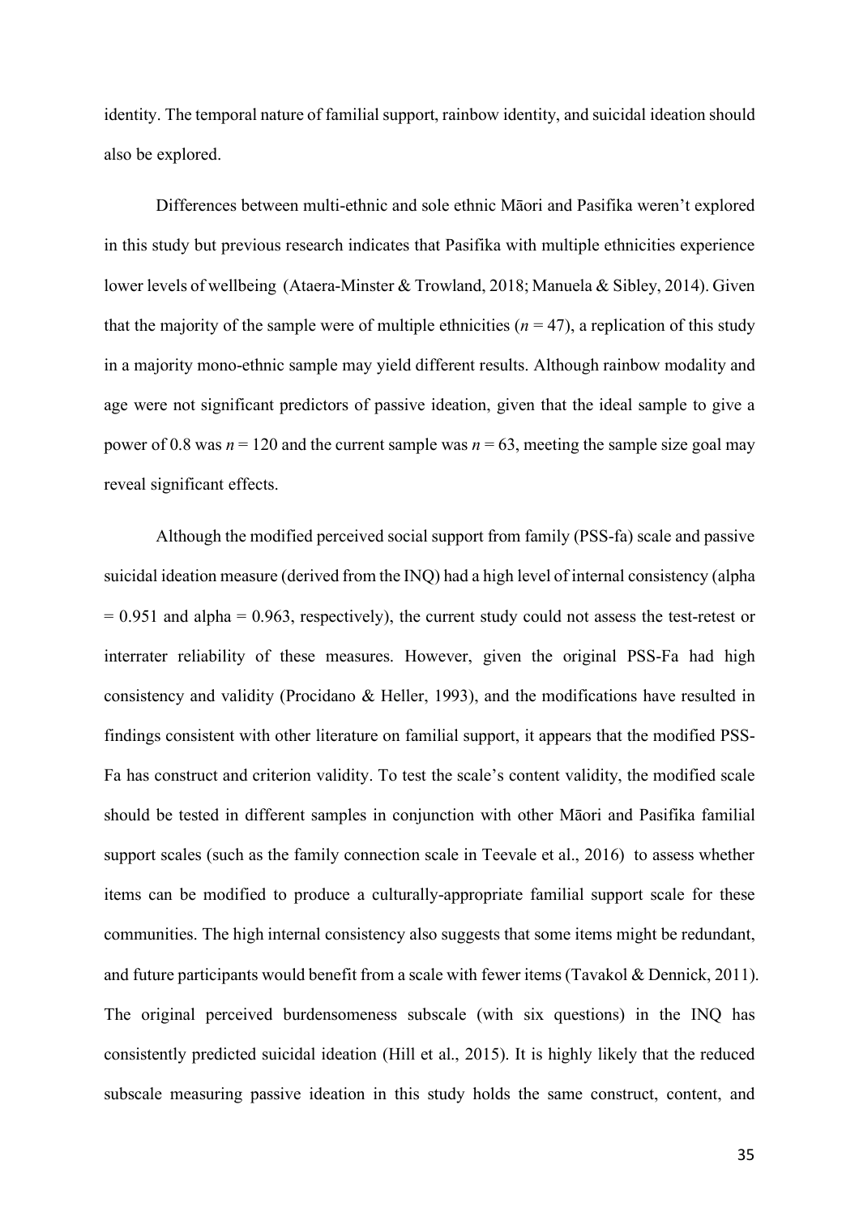identity. The temporal nature of familial support, rainbow identity, and suicidal ideation should also be explored.

Differences between multi-ethnic and sole ethnic Māori and Pasifika weren't explored in this study but previous research indicates that Pasifika with multiple ethnicities experience lower levels of wellbeing (Ataera-Minster & Trowland, 2018; Manuela & Sibley, 2014). Given that the majority of the sample were of multiple ethnicities ($n = 47$), a replication of this study in a majority mono-ethnic sample may yield different results. Although rainbow modality and age were not significant predictors of passive ideation, given that the ideal sample to give a power of 0.8 was $n = 120$ and the current sample was $n = 63$, meeting the sample size goal may reveal significant effects.

Although the modified perceived social support from family (PSS-fa) scale and passive suicidal ideation measure (derived from the INQ) had a high level of internal consistency (alpha = 0.951 and alpha = 0.963, respectively), the current study could not assess the test-retest or interrater reliability of these measures. However, given the original PSS-Fa had high consistency and validity (Procidano & Heller, 1993), and the modifications have resulted in findings consistent with other literature on familial support, it appears that the modified PSS-Fa has construct and criterion validity. To test the scale's content validity, the modified scale should be tested in different samples in conjunction with other Māori and Pasifika familial support scales (such as the family connection scale in Teevale et al., 2016) to assess whether items can be modified to produce a culturally-appropriate familial support scale for these communities. The high internal consistency also suggests that some items might be redundant, and future participants would benefit from a scale with fewer items (Tavakol & Dennick, 2011). The original perceived burdensomeness subscale (with six questions) in the INQ has consistently predicted suicidal ideation (Hill et al., 2015). It is highly likely that the reduced subscale measuring passive ideation in this study holds the same construct, content, and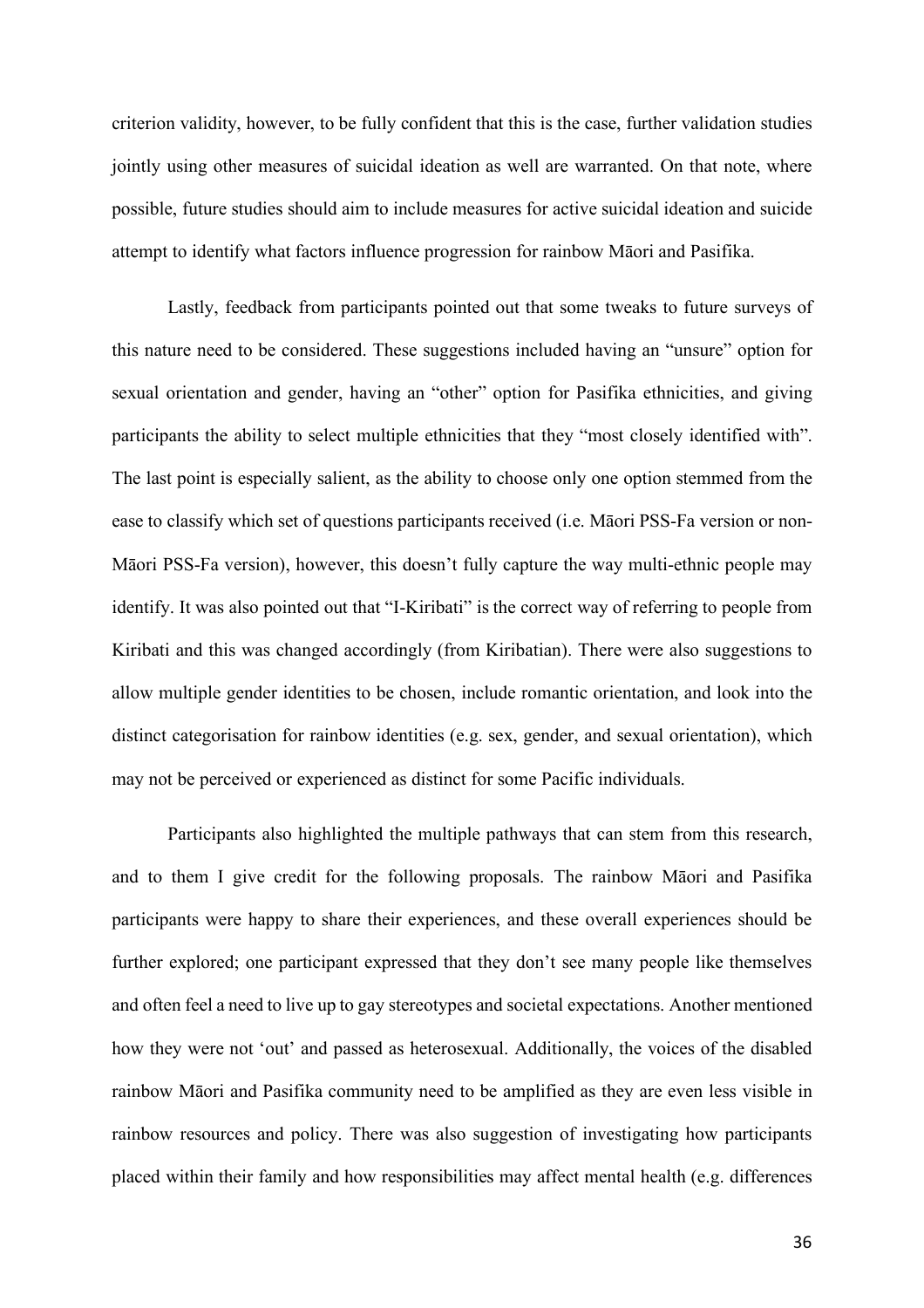criterion validity, however, to be fully confident that this is the case, further validation studies jointly using other measures of suicidal ideation as well are warranted. On that note, where possible, future studies should aim to include measures for active suicidal ideation and suicide attempt to identify what factors influence progression for rainbow Māori and Pasifika.

Lastly, feedback from participants pointed out that some tweaks to future surveys of this nature need to be considered. These suggestions included having an "unsure" option for sexual orientation and gender, having an "other" option for Pasifika ethnicities, and giving participants the ability to select multiple ethnicities that they "most closely identified with". The last point is especially salient, as the ability to choose only one option stemmed from the ease to classify which set of questions participants received (i.e. Māori PSS-Fa version or non-Māori PSS-Fa version), however, this doesn't fully capture the way multi-ethnic people may identify. It was also pointed out that "I-Kiribati" is the correct way of referring to people from Kiribati and this was changed accordingly (from Kiribatian). There were also suggestions to allow multiple gender identities to be chosen, include romantic orientation, and look into the distinct categorisation for rainbow identities (e.g. sex, gender, and sexual orientation), which may not be perceived or experienced as distinct for some Pacific individuals.

Participants also highlighted the multiple pathways that can stem from this research, and to them I give credit for the following proposals. The rainbow Māori and Pasifika participants were happy to share their experiences, and these overall experiences should be further explored; one participant expressed that they don't see many people like themselves and often feel a need to live up to gay stereotypes and societal expectations. Another mentioned how they were not 'out' and passed as heterosexual. Additionally, the voices of the disabled rainbow Māori and Pasifika community need to be amplified as they are even less visible in rainbow resources and policy. There was also suggestion of investigating how participants placed within their family and how responsibilities may affect mental health (e.g. differences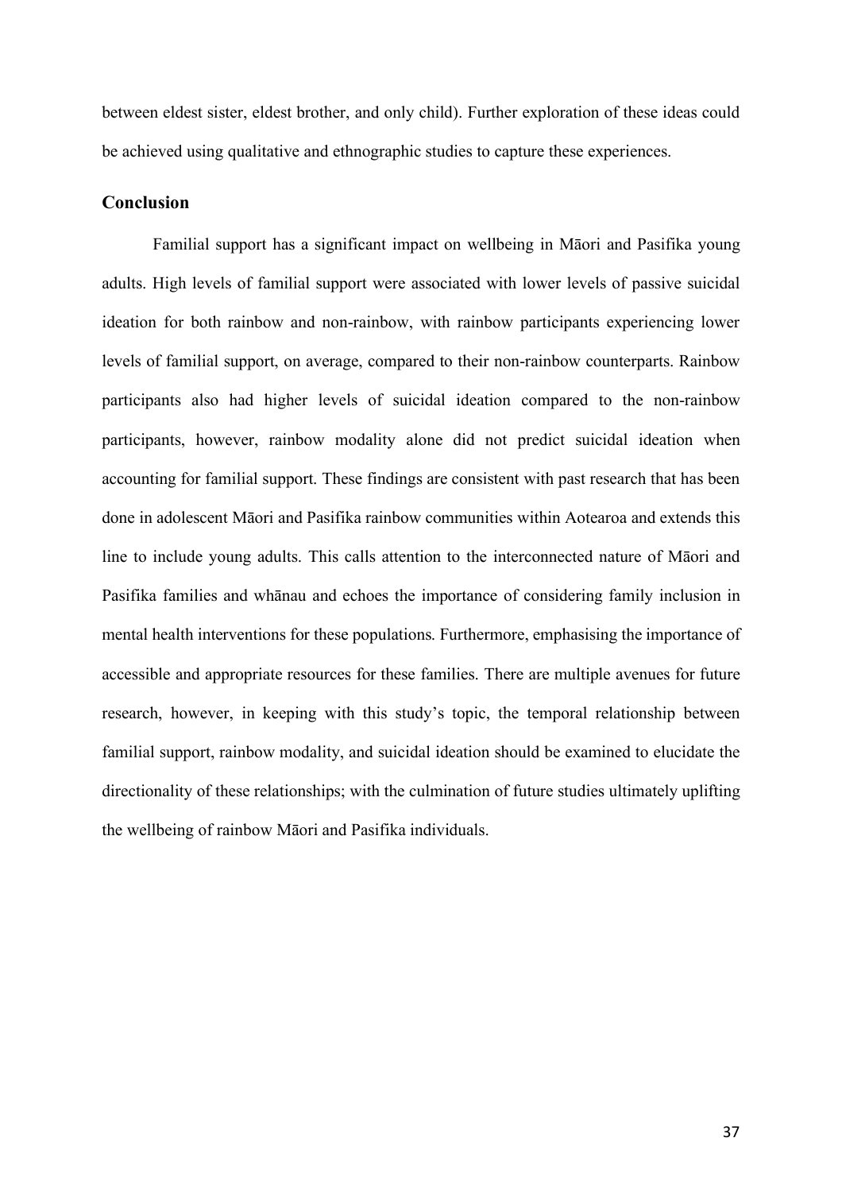between eldest sister, eldest brother, and only child). Further exploration of these ideas could be achieved using qualitative and ethnographic studies to capture these experiences.

## Conclusion

Familial support has a significant impact on wellbeing in Māori and Pasifika young adults. High levels of familial support were associated with lower levels of passive suicidal ideation for both rainbow and non-rainbow, with rainbow participants experiencing lower levels of familial support, on average, compared to their non-rainbow counterparts. Rainbow participants also had higher levels of suicidal ideation compared to the non-rainbow participants, however, rainbow modality alone did not predict suicidal ideation when accounting for familial support. These findings are consistent with past research that has been done in adolescent Māori and Pasifika rainbow communities within Aotearoa and extends this line to include young adults. This calls attention to the interconnected nature of Māori and Pasifika families and whānau and echoes the importance of considering family inclusion in mental health interventions for these populations. Furthermore, emphasising the importance of accessible and appropriate resources for these families. There are multiple avenues for future research, however, in keeping with this study's topic, the temporal relationship between familial support, rainbow modality, and suicidal ideation should be examined to elucidate the directionality of these relationships; with the culmination of future studies ultimately uplifting the wellbeing of rainbow Māori and Pasifika individuals.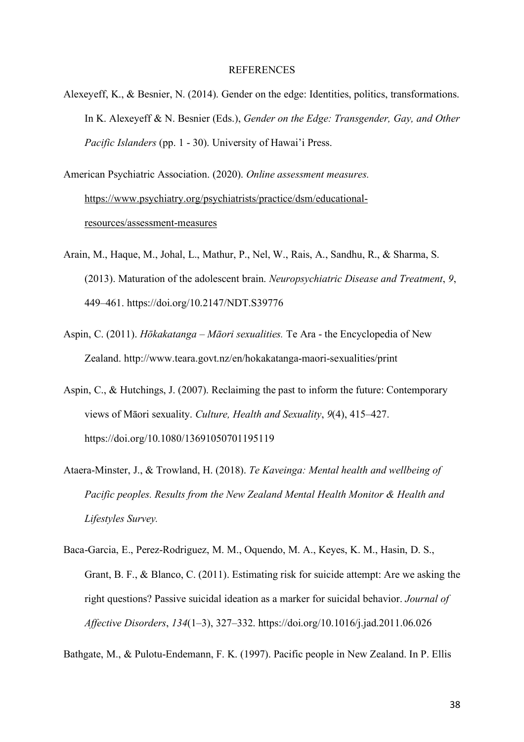# REFERENCES

Alexeyeff, K., & Besnier, N. (2014). Gender on the edge: Identities, politics, transformations. In K. Alexeyeff & N. Besnier (Eds.), *Gender on the Edge: Transgender, Gay, and Other Pacific Islanders* (pp. 1 - 30). University of Hawai'i Press.

American Psychiatric Association. (2020). *Online assessment measures.* https://www.psychiatry.org/psychiatrists/practice/dsm/educational-resources/assessment-measures

Arain, M., Haque, M., Johal, L., Mathur, P., Nel, W., Rais, A., Sandhu, R., & Sharma, S. (2013). Maturation of the adolescent brain. *Neuropsychiatric Disease and Treatment*, *9*, 449–461. https://doi.org/10.2147/NDT.S39776

Aspin, C. (2011). *Hōkakatanga – Māori sexualities.* Te Ara - the Encyclopedia of New Zealand. http://www.teara.govt.nz/en/hokakatanga-maori-sexualities/print

Aspin, C., & Hutchings, J. (2007). Reclaiming the past to inform the future: Contemporary views of Māori sexuality. *Culture, Health and Sexuality*, *9*(4), 415–427. https://doi.org/10.1080/13691050701195119

Ataera-Minster, J., & Trowland, H. (2018). *Te Kaveinga: Mental health and wellbeing of Pacific peoples. Results from the New Zealand Mental Health Monitor & Health and Lifestyles Survey.*

Baca-Garcia, E., Perez-Rodriguez, M. M., Oquendo, M. A., Keyes, K. M., Hasin, D. S., Grant, B. F., & Blanco, C. (2011). Estimating risk for suicide attempt: Are we asking the right questions? Passive suicidal ideation as a marker for suicidal behavior. *Journal of Affective Disorders*, *134*(1–3), 327–332. https://doi.org/10.1016/j.jad.2011.06.026

Bathgate, M., & Pulotu-Endemann, F. K. (1997). Pacific people in New Zealand. In P. Ellis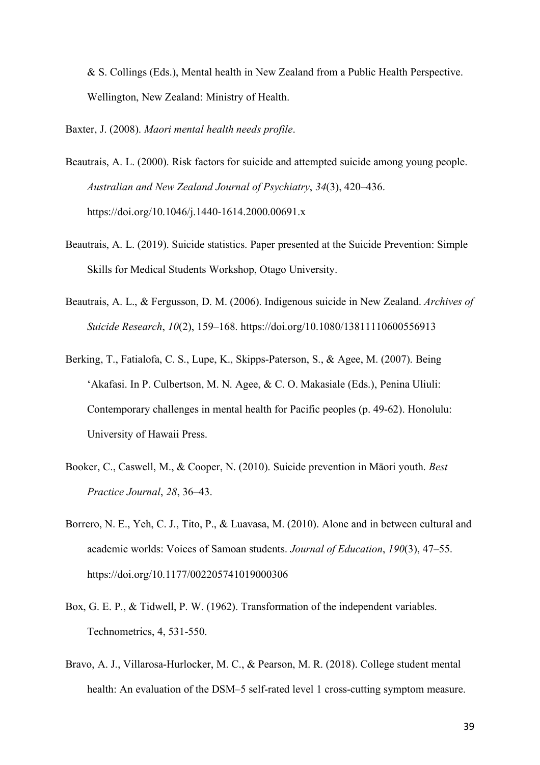& S. Collings (Eds.), Mental health in New Zealand from a Public Health Perspective. Wellington, New Zealand: Ministry of Health.

Baxter, J. (2008). *Maori mental health needs profile*.

Beautrais, A. L. (2000). Risk factors for suicide and attempted suicide among young people. *Australian and New Zealand Journal of Psychiatry*, *34*(3), 420–436. https://doi.org/10.1046/j.1440-1614.2000.00691.x

Beautrais, A. L. (2019). Suicide statistics. Paper presented at the Suicide Prevention: Simple Skills for Medical Students Workshop, Otago University.

Beautrais, A. L., & Fergusson, D. M. (2006). Indigenous suicide in New Zealand. *Archives of Suicide Research*, *10*(2), 159–168. https://doi.org/10.1080/13811110600556913

Berking, T., Fatialofa, C. S., Lupe, K., Skipps-Paterson, S., & Agee, M. (2007). Being ʻAkafasi. In P. Culbertson, M. N. Agee, & C. O. Makasiale (Eds.), Penina Uliuli: Contemporary challenges in mental health for Pacific peoples (p. 49-62). Honolulu: University of Hawaii Press.

Booker, C., Caswell, M., & Cooper, N. (2010). Suicide prevention in Māori youth. *Best Practice Journal*, *28*, 36–43.

Borrero, N. E., Yeh, C. J., Tito, P., & Luavasa, M. (2010). Alone and in between cultural and academic worlds: Voices of Samoan students. *Journal of Education*, *190*(3), 47–55. https://doi.org/10.1177/002205741019000306

Box, G. E. P., & Tidwell, P. W. (1962). Transformation of the independent variables. Technometrics, 4, 531-550.

Bravo, A. J., Villarosa-Hurlocker, M. C., & Pearson, M. R. (2018). College student mental health: An evaluation of the DSM–5 self-rated level 1 cross-cutting symptom measure.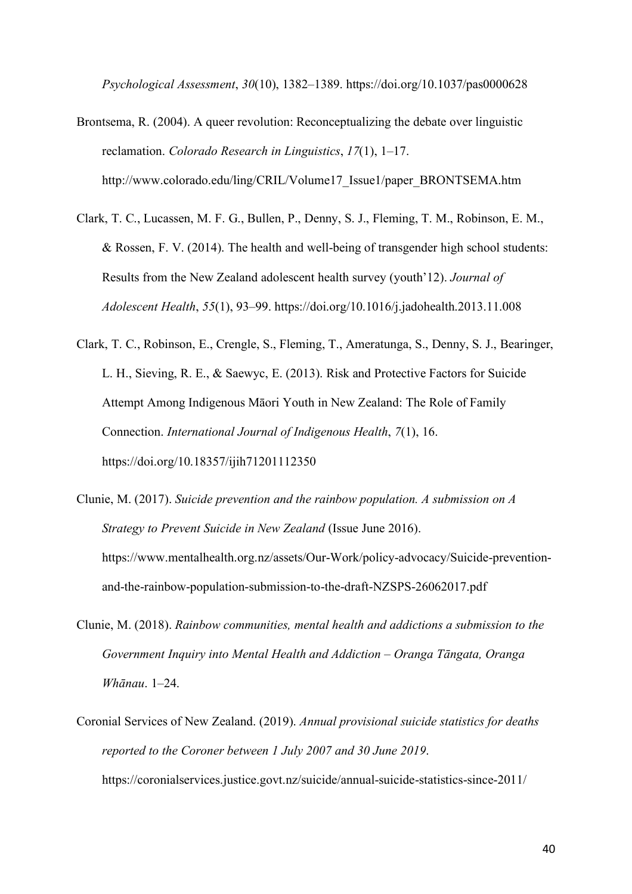*Psychological Assessment*, *30*(10), 1382–1389. https://doi.org/10.1037/pas0000628

Brontsema, R. (2004). A queer revolution: Reconceptualizing the debate over linguistic reclamation. *Colorado Research in Linguistics*, *17*(1), 1–17. http://www.colorado.edu/ling/CRIL/Volume17_Issue1/paper_BRONTSEMA.htm

Clark, T. C., Lucassen, M. F. G., Bullen, P., Denny, S. J., Fleming, T. M., Robinson, E. M., & Rossen, F. V. (2014). The health and well-being of transgender high school students: Results from the New Zealand adolescent health survey (youth'12). *Journal of Adolescent Health*, *55*(1), 93–99. https://doi.org/10.1016/j.jadohealth.2013.11.008

Clark, T. C., Robinson, E., Crengle, S., Fleming, T., Ameratunga, S., Denny, S. J., Bearinger, L. H., Sieving, R. E., & Saewyc, E. (2013). Risk and Protective Factors for Suicide Attempt Among Indigenous Māori Youth in New Zealand: The Role of Family Connection. *International Journal of Indigenous Health*, *7*(1), 16. https://doi.org/10.18357/ijih71201112350

Clunie, M. (2017). *Suicide prevention and the rainbow population. A submission on A Strategy to Prevent Suicide in New Zealand* (Issue June 2016). https://www.mentalhealth.org.nz/assets/Our-Work/policy-advocacy/Suicide-prevention-and-the-rainbow-population-submission-to-the-draft-NZSPS-26062017.pdf

Clunie, M. (2018). *Rainbow communities, mental health and addictions a submission to the Government Inquiry into Mental Health and Addiction – Oranga Tāngata, Oranga Whānau*. 1–24.

Coronial Services of New Zealand. (2019). *Annual provisional suicide statistics for deaths reported to the Coroner between 1 July 2007 and 30 June 2019*. https://coronialservices.justice.govt.nz/suicide/annual-suicide-statistics-since-2011/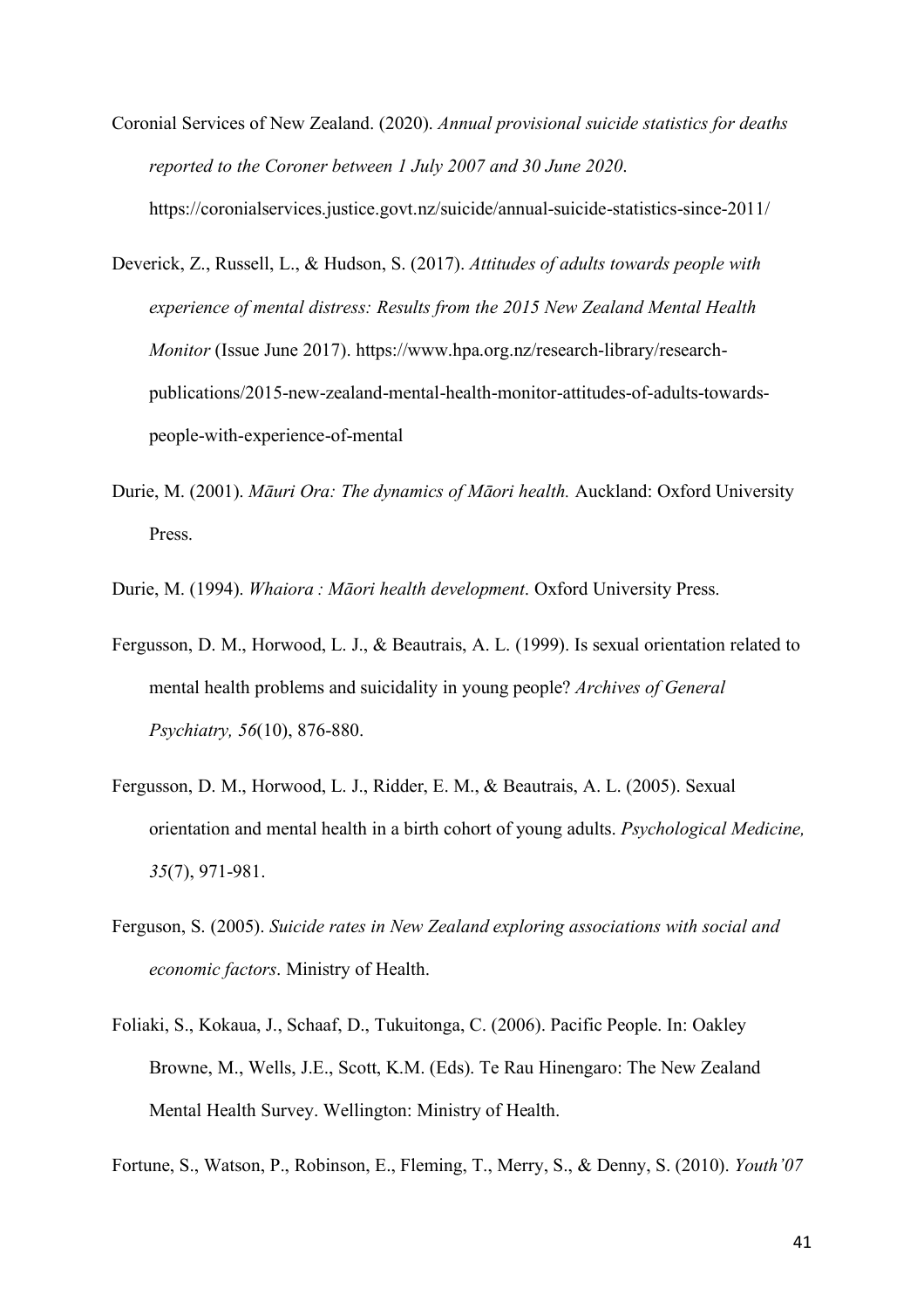Coronial Services of New Zealand. (2020). *Annual provisional suicide statistics for deaths reported to the Coroner between 1 July 2007 and 30 June 2020*. https://coronialservices.justice.govt.nz/suicide/annual-suicide-statistics-since-2011/

Deverick, Z., Russell, L., & Hudson, S. (2017). *Attitudes of adults towards people with experience of mental distress: Results from the 2015 New Zealand Mental Health Monitor* (Issue June 2017). https://www.hpa.org.nz/research-library/research-publications/2015-new-zealand-mental-health-monitor-attitudes-of-adults-towards-people-with-experience-of-mental

Durie, M. (2001). *Māuri Ora: The dynamics of Māori health.* Auckland: Oxford University Press.

Durie, M. (1994). *Whaiora : Māori health development*. Oxford University Press.

Fergusson, D. M., Horwood, L. J., & Beautrais, A. L. (1999). Is sexual orientation related to mental health problems and suicidality in young people? *Archives of General Psychiatry, 56*(10), 876-880.

Fergusson, D. M., Horwood, L. J., Ridder, E. M., & Beautrais, A. L. (2005). Sexual orientation and mental health in a birth cohort of young adults. *Psychological Medicine, 35*(7), 971-981.

Ferguson, S. (2005). *Suicide rates in New Zealand exploring associations with social and economic factors*. Ministry of Health.

Foliaki, S., Kokaua, J., Schaaf, D., Tukuitonga, C. (2006). Pacific People. In: Oakley Browne, M., Wells, J.E., Scott, K.M. (Eds). Te Rau Hinengaro: The New Zealand Mental Health Survey. Wellington: Ministry of Health.

Fortune, S., Watson, P., Robinson, E., Fleming, T., Merry, S., & Denny, S. (2010). *Youth'07*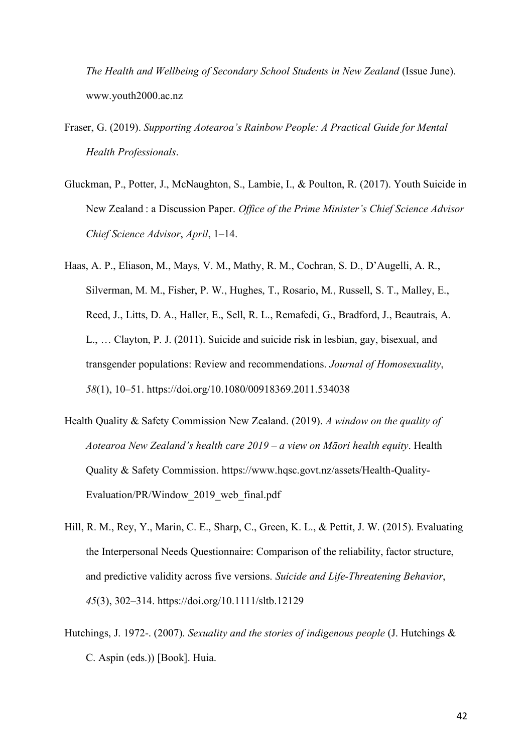*The Health and Wellbeing of Secondary School Students in New Zealand* (Issue June). www.youth2000.ac.nz

Fraser, G. (2019). *Supporting Aotearoa's Rainbow People: A Practical Guide for Mental Health Professionals*.

Gluckman, P., Potter, J., McNaughton, S., Lambie, I., & Poulton, R. (2017). Youth Suicide in New Zealand : a Discussion Paper. *Office of the Prime Minister's Chief Science Advisor Chief Science Advisor*, *April*, 1–14.

Haas, A. P., Eliason, M., Mays, V. M., Mathy, R. M., Cochran, S. D., D'Augelli, A. R., Silverman, M. M., Fisher, P. W., Hughes, T., Rosario, M., Russell, S. T., Malley, E., Reed, J., Litts, D. A., Haller, E., Sell, R. L., Remafedi, G., Bradford, J., Beautrais, A. L., … Clayton, P. J. (2011). Suicide and suicide risk in lesbian, gay, bisexual, and transgender populations: Review and recommendations. *Journal of Homosexuality*, *58*(1), 10–51. https://doi.org/10.1080/00918369.2011.534038

Health Quality & Safety Commission New Zealand. (2019). *A window on the quality of Aotearoa New Zealand's health care 2019 – a view on Māori health equity*. Health Quality & Safety Commission. https://www.hqsc.govt.nz/assets/Health-Quality-Evaluation/PR/Window_2019_web_final.pdf

Hill, R. M., Rey, Y., Marin, C. E., Sharp, C., Green, K. L., & Pettit, J. W. (2015). Evaluating the Interpersonal Needs Questionnaire: Comparison of the reliability, factor structure, and predictive validity across five versions. *Suicide and Life-Threatening Behavior*, *45*(3), 302–314. https://doi.org/10.1111/sltb.12129

Hutchings, J. 1972-. (2007). *Sexuality and the stories of indigenous people* (J. Hutchings & C. Aspin (eds.)) [Book]. Huia.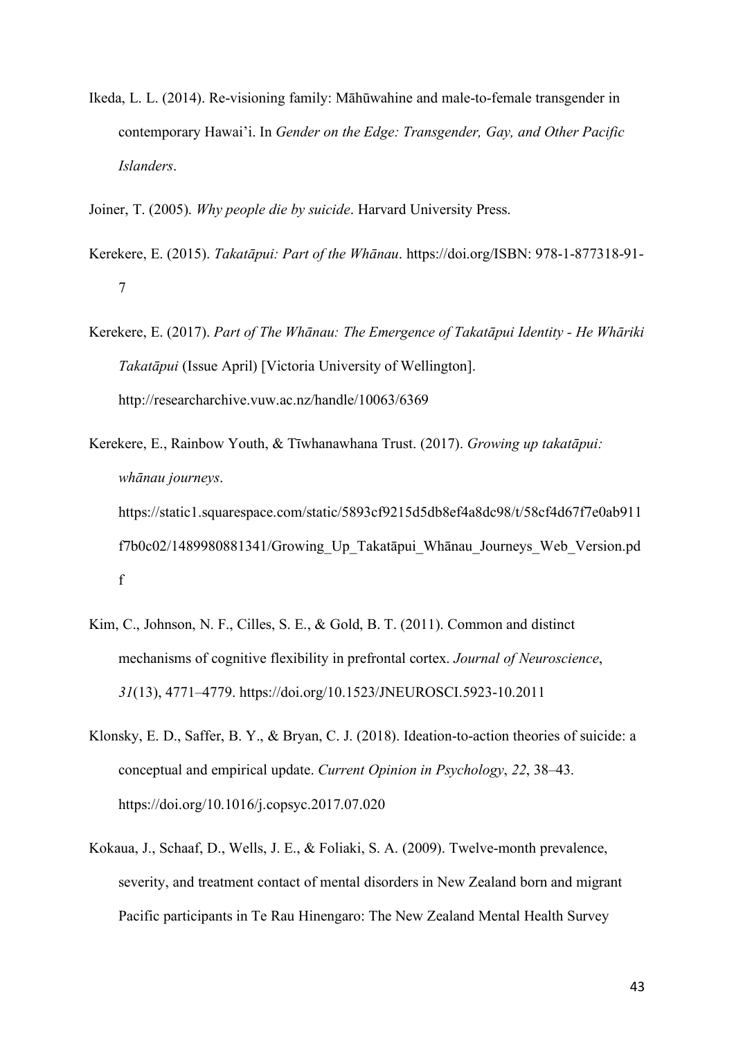Ikeda, L. L. (2014). Re-visioning family: Māhūwahine and male-to-female transgender in contemporary Hawai'i. In *Gender on the Edge: Transgender, Gay, and Other Pacific Islanders*.

Joiner, T. (2005). *Why people die by suicide*. Harvard University Press.

Kerekere, E. (2015). *Takatāpui: Part of the Whānau*. https://doi.org/ISBN: 978-1-877318-91-7

Kerekere, E. (2017). *Part of The Whānau: The Emergence of Takatāpui Identity - He Whāriki Takatāpui* (Issue April) [Victoria University of Wellington]. http://researcharchive.vuw.ac.nz/handle/10063/6369

Kerekere, E., Rainbow Youth, & Tīwhanawhana Trust. (2017). *Growing up takatāpui: whānau journeys*. https://static1.squarespace.com/static/5893cf9215d5db8ef4a8dc98/t/58cf4d67f7e0ab911f7b0c02/1489980881341/Growing_Up_Takatāpui_Whānau_Journeys_Web_Version.pdf

Kim, C., Johnson, N. F., Cilles, S. E., & Gold, B. T. (2011). Common and distinct mechanisms of cognitive flexibility in prefrontal cortex. *Journal of Neuroscience*, *31*(13), 4771–4779. https://doi.org/10.1523/JNEUROSCI.5923-10.2011

Klonsky, E. D., Saffer, B. Y., & Bryan, C. J. (2018). Ideation-to-action theories of suicide: a conceptual and empirical update. *Current Opinion in Psychology*, *22*, 38–43. https://doi.org/10.1016/j.copsyc.2017.07.020

Kokaua, J., Schaaf, D., Wells, J. E., & Foliaki, S. A. (2009). Twelve-month prevalence, severity, and treatment contact of mental disorders in New Zealand born and migrant Pacific participants in Te Rau Hinengaro: The New Zealand Mental Health Survey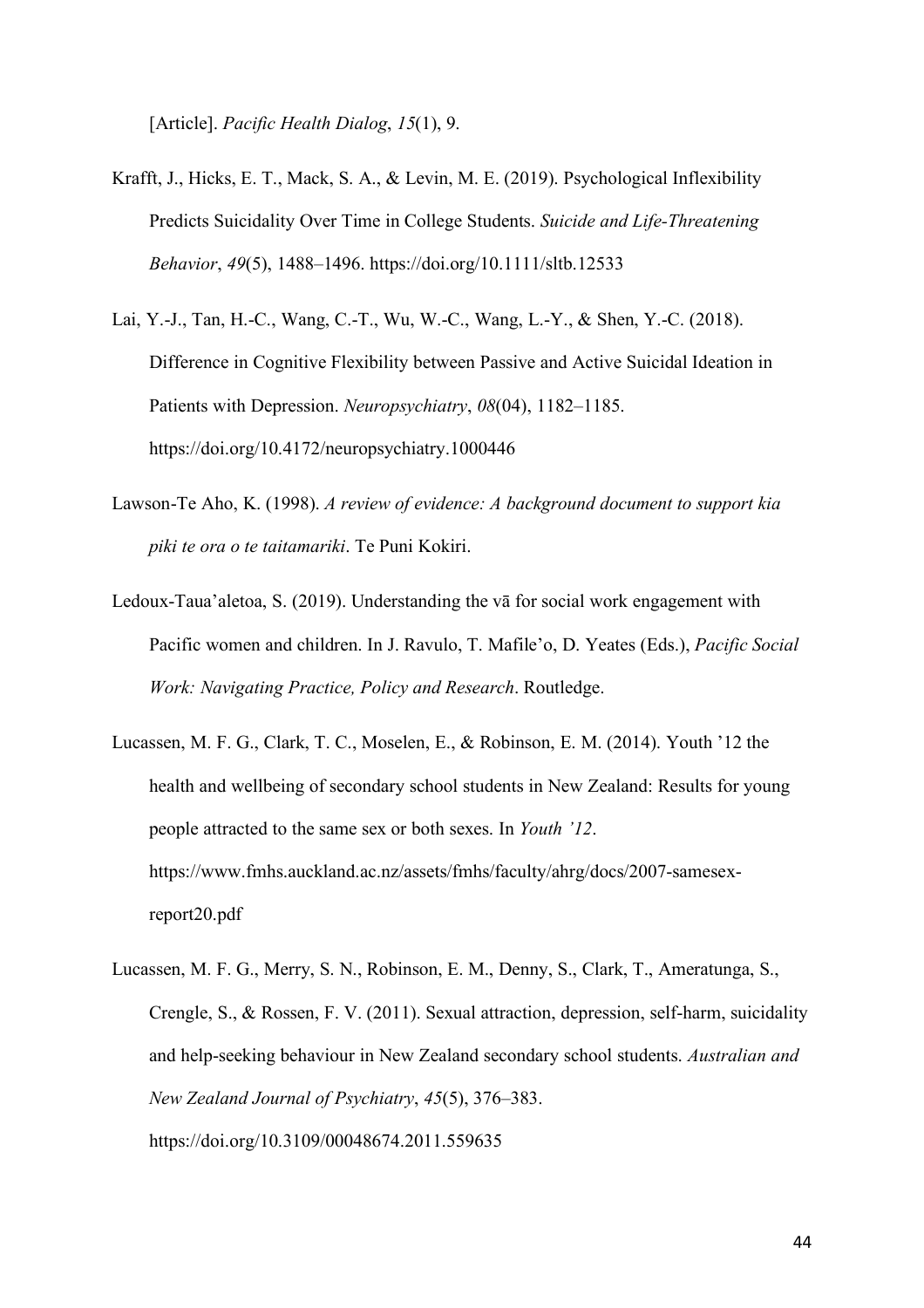[Article]. *Pacific Health Dialog*, *15*(1), 9.

Krafft, J., Hicks, E. T., Mack, S. A., & Levin, M. E. (2019). Psychological Inflexibility Predicts Suicidality Over Time in College Students. *Suicide and Life-Threatening Behavior*, *49*(5), 1488–1496. https://doi.org/10.1111/sltb.12533

Lai, Y.-J., Tan, H.-C., Wang, C.-T., Wu, W.-C., Wang, L.-Y., & Shen, Y.-C. (2018). Difference in Cognitive Flexibility between Passive and Active Suicidal Ideation in Patients with Depression. *Neuropsychiatry*, *08*(04), 1182–1185. https://doi.org/10.4172/neuropsychiatry.1000446

Lawson-Te Aho, K. (1998). *A review of evidence: A background document to support kia piki te ora o te taitamariki*. Te Puni Kokiri.

Ledoux-Taua'aletoa, S. (2019). Understanding the vā for social work engagement with Pacific women and children. In J. Ravulo, T. Mafile'o, D. Yeates (Eds.), *Pacific Social Work: Navigating Practice, Policy and Research*. Routledge.

Lucassen, M. F. G., Clark, T. C., Moselen, E., & Robinson, E. M. (2014). Youth '12 the health and wellbeing of secondary school students in New Zealand: Results for young people attracted to the same sex or both sexes. In *Youth '12*. https://www.fmhs.auckland.ac.nz/assets/fmhs/faculty/ahrg/docs/2007-samesex-report20.pdf

Lucassen, M. F. G., Merry, S. N., Robinson, E. M., Denny, S., Clark, T., Ameratunga, S., Crengle, S., & Rossen, F. V. (2011). Sexual attraction, depression, self-harm, suicidality and help-seeking behaviour in New Zealand secondary school students. *Australian and New Zealand Journal of Psychiatry*, *45*(5), 376–383. https://doi.org/10.3109/00048674.2011.559635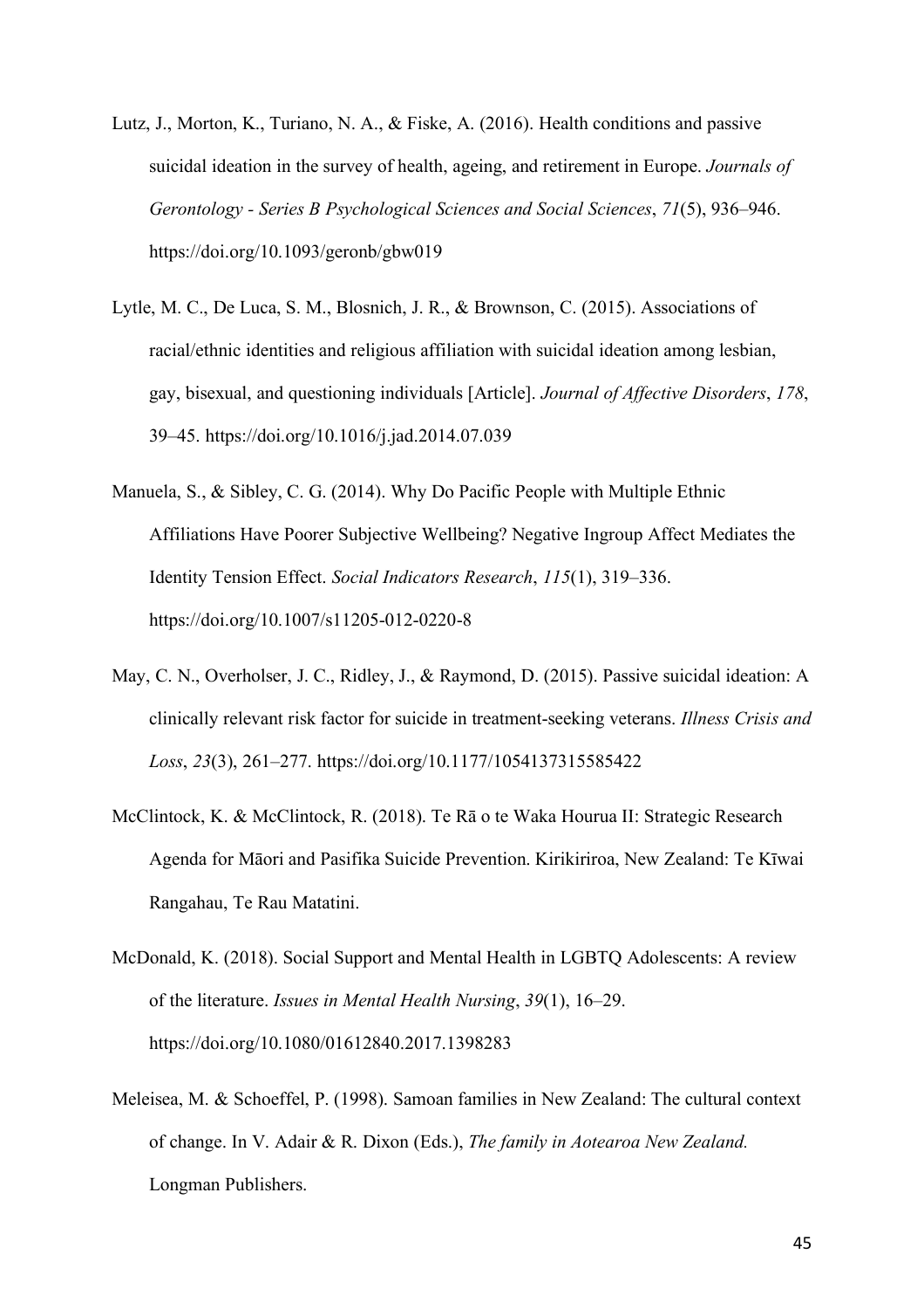Lutz, J., Morton, K., Turiano, N. A., & Fiske, A. (2016). Health conditions and passive suicidal ideation in the survey of health, ageing, and retirement in Europe. *Journals of Gerontology - Series B Psychological Sciences and Social Sciences*, *71*(5), 936–946. https://doi.org/10.1093/geronb/gbw019

Lytle, M. C., De Luca, S. M., Blosnich, J. R., & Brownson, C. (2015). Associations of racial/ethnic identities and religious affiliation with suicidal ideation among lesbian, gay, bisexual, and questioning individuals [Article]. *Journal of Affective Disorders*, *178*, 39–45. https://doi.org/10.1016/j.jad.2014.07.039

Manuela, S., & Sibley, C. G. (2014). Why Do Pacific People with Multiple Ethnic Affiliations Have Poorer Subjective Wellbeing? Negative Ingroup Affect Mediates the Identity Tension Effect. *Social Indicators Research*, *115*(1), 319–336. https://doi.org/10.1007/s11205-012-0220-8

May, C. N., Overholser, J. C., Ridley, J., & Raymond, D. (2015). Passive suicidal ideation: A clinically relevant risk factor for suicide in treatment-seeking veterans. *Illness Crisis and Loss*, *23*(3), 261–277. https://doi.org/10.1177/1054137315585422

McClintock, K. & McClintock, R. (2018). Te Rā o te Waka Hourua II: Strategic Research Agenda for Māori and Pasifika Suicide Prevention. Kirikiriroa, New Zealand: Te Kīwai Rangahau, Te Rau Matatini.

McDonald, K. (2018). Social Support and Mental Health in LGBTQ Adolescents: A review of the literature. *Issues in Mental Health Nursing*, *39*(1), 16–29. https://doi.org/10.1080/01612840.2017.1398283

Meleisea, M. & Schoeffel, P. (1998). Samoan families in New Zealand: The cultural context of change. In V. Adair & R. Dixon (Eds.), *The family in Aotearoa New Zealand.* Longman Publishers.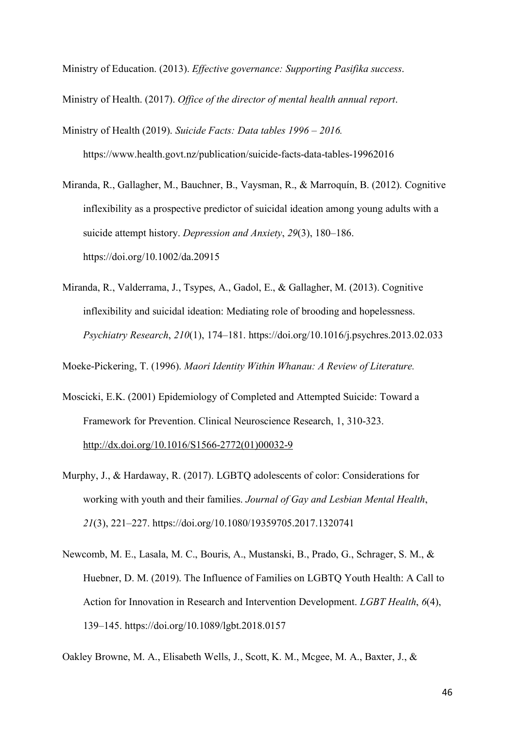Ministry of Education. (2013). *Effective governance: Supporting Pasifika success*.

Ministry of Health. (2017). *Office of the director of mental health annual report*.

Ministry of Health (2019). *Suicide Facts: Data tables 1996 – 2016.* https://www.health.govt.nz/publication/suicide-facts-data-tables-19962016

Miranda, R., Gallagher, M., Bauchner, B., Vaysman, R., & Marroquín, B. (2012). Cognitive inflexibility as a prospective predictor of suicidal ideation among young adults with a suicide attempt history. *Depression and Anxiety*, *29*(3), 180–186. https://doi.org/10.1002/da.20915

Miranda, R., Valderrama, J., Tsypes, A., Gadol, E., & Gallagher, M. (2013). Cognitive inflexibility and suicidal ideation: Mediating role of brooding and hopelessness. *Psychiatry Research*, *210*(1), 174–181. https://doi.org/10.1016/j.psychres.2013.02.033

Moeke-Pickering, T. (1996). *Maori Identity Within Whanau: A Review of Literature.*

Moscicki, E.K. (2001) Epidemiology of Completed and Attempted Suicide: Toward a Framework for Prevention. Clinical Neuroscience Research, 1, 310-323. http://dx.doi.org/10.1016/S1566-2772(01)00032-9

Murphy, J., & Hardaway, R. (2017). LGBTQ adolescents of color: Considerations for working with youth and their families. *Journal of Gay and Lesbian Mental Health*, *21*(3), 221–227. https://doi.org/10.1080/19359705.2017.1320741

Newcomb, M. E., Lasala, M. C., Bouris, A., Mustanski, B., Prado, G., Schrager, S. M., & Huebner, D. M. (2019). The Influence of Families on LGBTQ Youth Health: A Call to Action for Innovation in Research and Intervention Development. *LGBT Health*, *6*(4), 139–145. https://doi.org/10.1089/lgbt.2018.0157

Oakley Browne, M. A., Elisabeth Wells, J., Scott, K. M., Mcgee, M. A., Baxter, J., &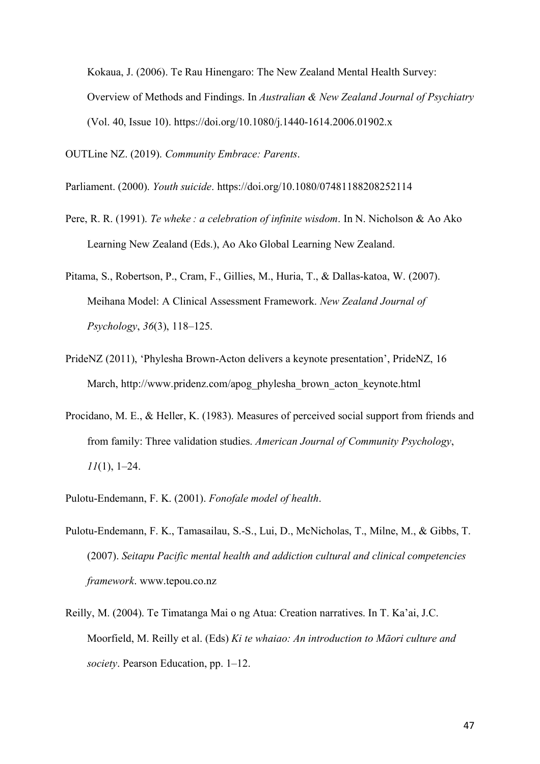Kokaua, J. (2006). Te Rau Hinengaro: The New Zealand Mental Health Survey: Overview of Methods and Findings. In *Australian & New Zealand Journal of Psychiatry* (Vol. 40, Issue 10). https://doi.org/10.1080/j.1440-1614.2006.01902.x

OUTLine NZ. (2019). *Community Embrace: Parents*.

Parliament. (2000). *Youth suicide*. https://doi.org/10.1080/07481188208252114

Pere, R. R. (1991). *Te wheke : a celebration of infinite wisdom*. In N. Nicholson & Ao Ako Learning New Zealand (Eds.), Ao Ako Global Learning New Zealand.

Pitama, S., Robertson, P., Cram, F., Gillies, M., Huria, T., & Dallas-katoa, W. (2007). Meihana Model: A Clinical Assessment Framework. *New Zealand Journal of Psychology*, *36*(3), 118–125.

PrideNZ (2011), 'Phylesha Brown-Acton delivers a keynote presentation', PrideNZ, 16 March, http://www.pridenz.com/apog_phylesha_brown_acton_keynote.html

Procidano, M. E., & Heller, K. (1983). Measures of perceived social support from friends and from family: Three validation studies. *American Journal of Community Psychology*, *11*(1), 1–24.

Pulotu-Endemann, F. K. (2001). *Fonofale model of health*.

Pulotu-Endemann, F. K., Tamasailau, S.-S., Lui, D., McNicholas, T., Milne, M., & Gibbs, T. (2007). *Seitapu Pacific mental health and addiction cultural and clinical competencies framework*. www.tepou.co.nz

Reilly, M. (2004). Te Timatanga Mai o ng Atua: Creation narratives. In T. Ka'ai, J.C. Moorfield, M. Reilly et al. (Eds) *Ki te whaiao: An introduction to Māori culture and society*. Pearson Education, pp. 1–12.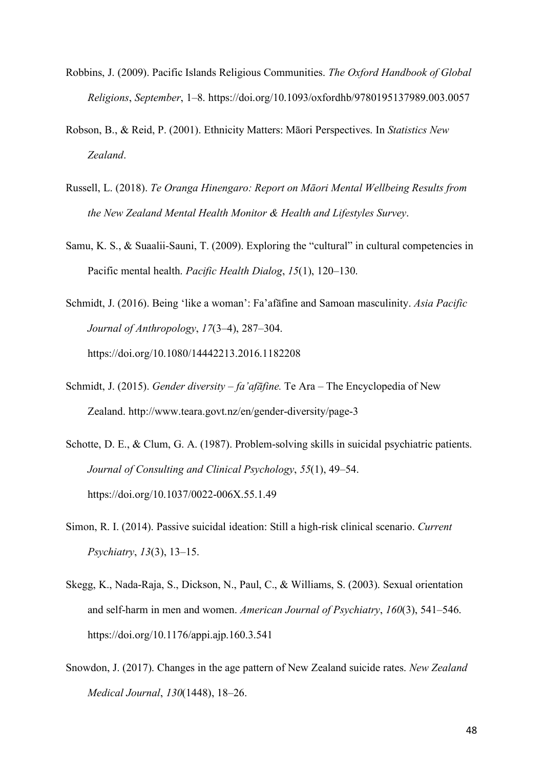Robbins, J. (2009). Pacific Islands Religious Communities. *The Oxford Handbook of Global Religions*, *September*, 1–8. https://doi.org/10.1093/oxfordhb/9780195137989.003.0057

Robson, B., & Reid, P. (2001). Ethnicity Matters: Māori Perspectives. In *Statistics New Zealand*.

Russell, L. (2018). *Te Oranga Hinengaro: Report on Māori Mental Wellbeing Results from the New Zealand Mental Health Monitor & Health and Lifestyles Survey*.

Samu, K. S., & Suaalii-Sauni, T. (2009). Exploring the "cultural" in cultural competencies in Pacific mental health. *Pacific Health Dialog*, *15*(1), 120–130.

Schmidt, J. (2016). Being 'like a woman': Fa'afāfine and Samoan masculinity. *Asia Pacific Journal of Anthropology*, *17*(3–4), 287–304. https://doi.org/10.1080/14442213.2016.1182208

Schmidt, J. (2015). *Gender diversity – fa'afāfine.* Te Ara – The Encyclopedia of New Zealand. http://www.teara.govt.nz/en/gender-diversity/page-3

Schotte, D. E., & Clum, G. A. (1987). Problem-solving skills in suicidal psychiatric patients. *Journal of Consulting and Clinical Psychology*, *55*(1), 49–54. https://doi.org/10.1037/0022-006X.55.1.49

Simon, R. I. (2014). Passive suicidal ideation: Still a high-risk clinical scenario. *Current Psychiatry*, *13*(3), 13–15.

Skegg, K., Nada-Raja, S., Dickson, N., Paul, C., & Williams, S. (2003). Sexual orientation and self-harm in men and women. *American Journal of Psychiatry*, *160*(3), 541–546. https://doi.org/10.1176/appi.ajp.160.3.541

Snowdon, J. (2017). Changes in the age pattern of New Zealand suicide rates. *New Zealand Medical Journal*, *130*(1448), 18–26.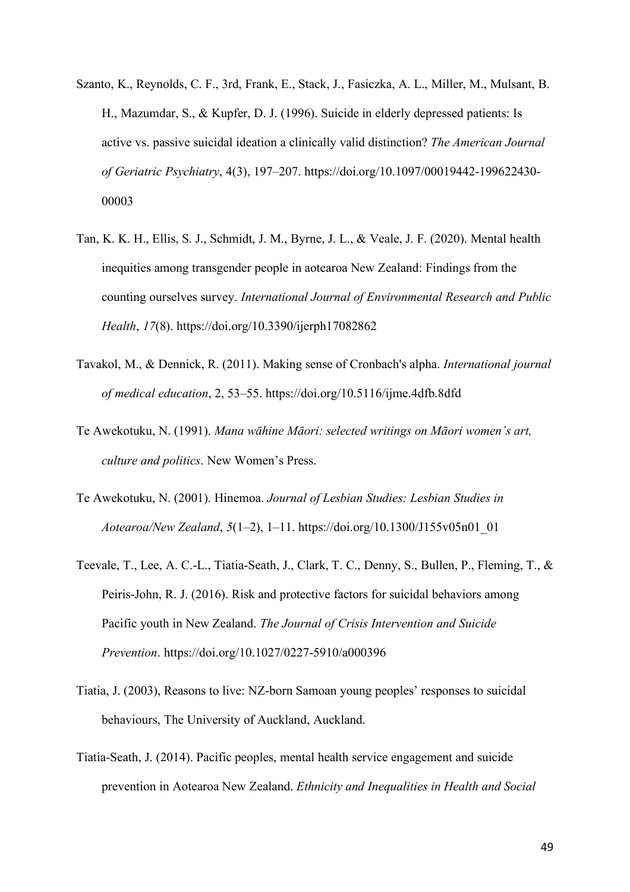Szanto, K., Reynolds, C. F., 3rd, Frank, E., Stack, J., Fasiczka, A. L., Miller, M., Mulsant, B. H., Mazumdar, S., & Kupfer, D. J. (1996). Suicide in elderly depressed patients: Is active vs. passive suicidal ideation a clinically valid distinction? *The American Journal of Geriatric Psychiatry*, 4(3), 197–207. https://doi.org/10.1097/00019442-199622430-00003

Tan, K. K. H., Ellis, S. J., Schmidt, J. M., Byrne, J. L., & Veale, J. F. (2020). Mental health inequities among transgender people in aotearoa New Zealand: Findings from the counting ourselves survey. *International Journal of Environmental Research and Public Health*, *17*(8). https://doi.org/10.3390/ijerph17082862

Tavakol, M., & Dennick, R. (2011). Making sense of Cronbach's alpha. *International journal of medical education*, 2, 53–55. https://doi.org/10.5116/ijme.4dfb.8dfd

Te Awekotuku, N. (1991). *Mana wāhine Māori: selected writings on Māori women's art, culture and politics*. New Women's Press.

Te Awekotuku, N. (2001). Hinemoa. *Journal of Lesbian Studies: Lesbian Studies in Aotearoa/New Zealand*, *5*(1–2), 1–11. https://doi.org/10.1300/J155v05n01_01

Teevale, T., Lee, A. C.-L., Tiatia-Seath, J., Clark, T. C., Denny, S., Bullen, P., Fleming, T., & Peiris-John, R. J. (2016). Risk and protective factors for suicidal behaviors among Pacific youth in New Zealand. *The Journal of Crisis Intervention and Suicide Prevention*. https://doi.org/10.1027/0227-5910/a000396

Tiatia, J. (2003), Reasons to live: NZ-born Samoan young peoples' responses to suicidal behaviours, The University of Auckland, Auckland.

Tiatia-Seath, J. (2014). Pacific peoples, mental health service engagement and suicide prevention in Aotearoa New Zealand. *Ethnicity and Inequalities in Health and Social*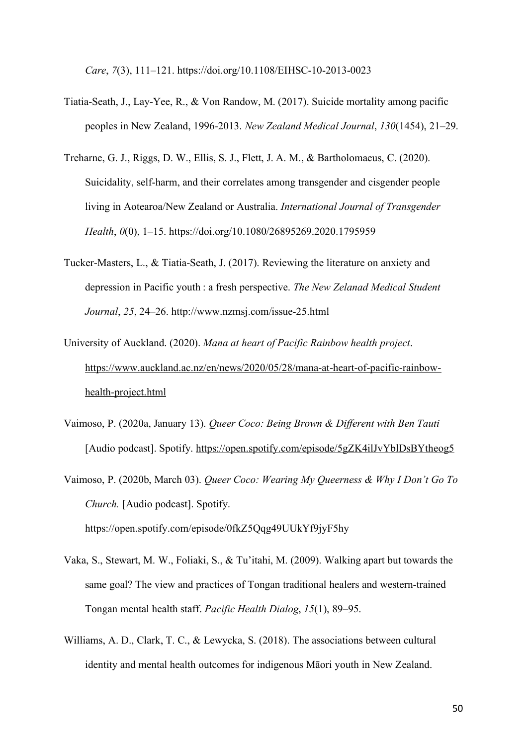*Care*, *7*(3), 111–121. https://doi.org/10.1108/EIHSC-10-2013-0023

Tiatia-Seath, J., Lay-Yee, R., & Von Randow, M. (2017). Suicide mortality among pacific peoples in New Zealand, 1996-2013. *New Zealand Medical Journal*, *130*(1454), 21–29.

Treharne, G. J., Riggs, D. W., Ellis, S. J., Flett, J. A. M., & Bartholomaeus, C. (2020). Suicidality, self-harm, and their correlates among transgender and cisgender people living in Aotearoa/New Zealand or Australia. *International Journal of Transgender Health*, *0*(0), 1–15. https://doi.org/10.1080/26895269.2020.1795959

Tucker-Masters, L., & Tiatia-Seath, J. (2017). Reviewing the literature on anxiety and depression in Pacific youth : a fresh perspective. *The New Zelanad Medical Student Journal*, *25*, 24–26. http://www.nzmsj.com/issue-25.html

University of Auckland. (2020). *Mana at heart of Pacific Rainbow health project*. https://www.auckland.ac.nz/en/news/2020/05/28/mana-at-heart-of-pacific-rainbow-health-project.html

Vaimoso, P. (2020a, January 13). *Queer Coco: Being Brown & Different with Ben Tauti* [Audio podcast]. Spotify. https://open.spotify.com/episode/5gZK4ilJvYblDsBYtheog5

Vaimoso, P. (2020b, March 03). *Queer Coco: Wearing My Queerness & Why I Don't Go To Church.* [Audio podcast]. Spotify. https://open.spotify.com/episode/0fkZ5Qqg49UUkYf9jyF5hy

Vaka, S., Stewart, M. W., Foliaki, S., & Tu'itahi, M. (2009). Walking apart but towards the same goal? The view and practices of Tongan traditional healers and western-trained Tongan mental health staff. *Pacific Health Dialog*, *15*(1), 89–95.

Williams, A. D., Clark, T. C., & Lewycka, S. (2018). The associations between cultural identity and mental health outcomes for indigenous Māori youth in New Zealand.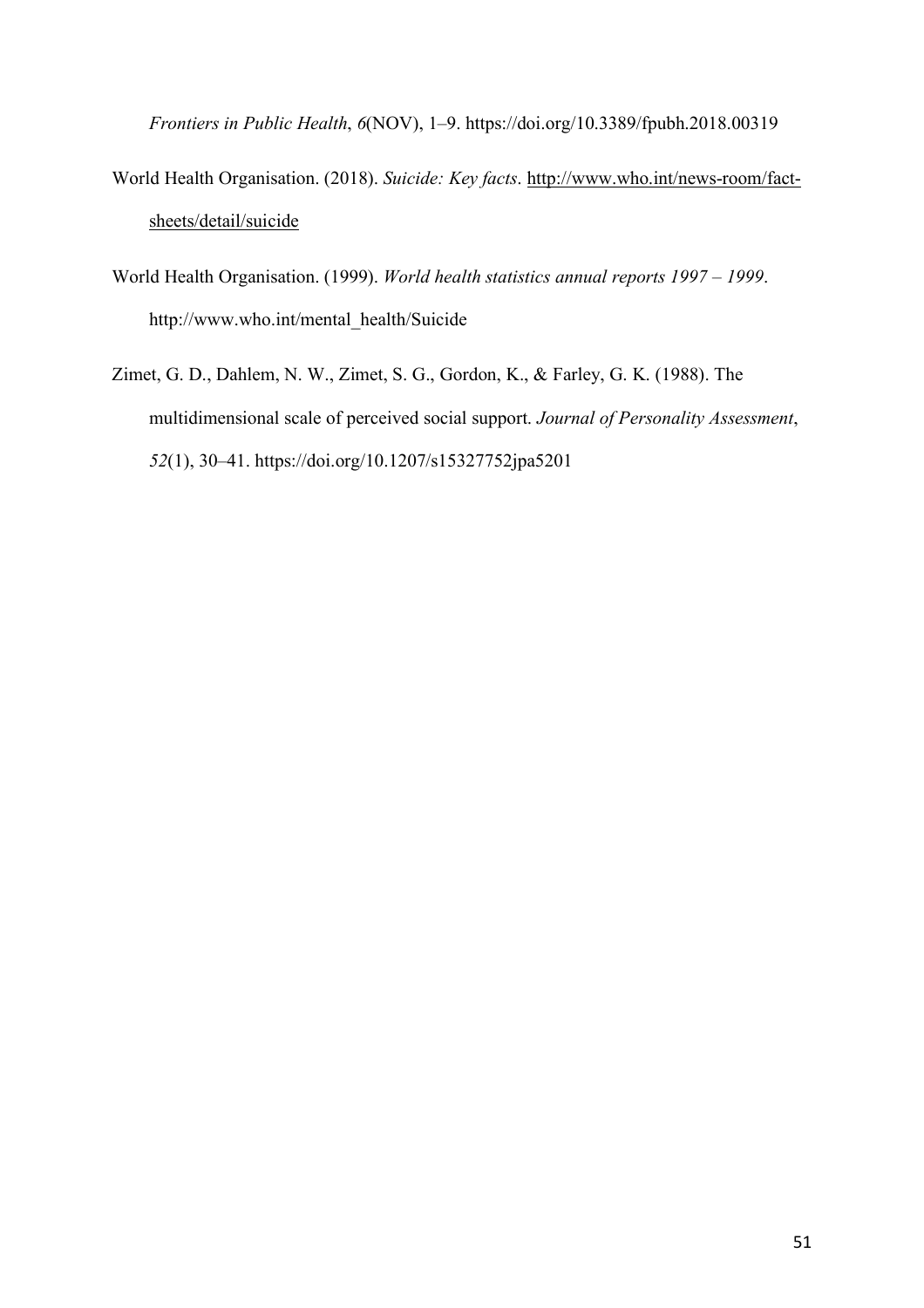*Frontiers in Public Health*, *6*(NOV), 1–9. https://doi.org/10.3389/fpubh.2018.00319

World Health Organisation. (2018). *Suicide: Key facts*. http://www.who.int/news-room/fact-sheets/detail/suicide

World Health Organisation. (1999). *World health statistics annual reports 1997 – 1999*. http://www.who.int/mental_health/Suicide

Zimet, G. D., Dahlem, N. W., Zimet, S. G., Gordon, K., & Farley, G. K. (1988). The multidimensional scale of perceived social support. *Journal of Personality Assessment*, *52*(1), 30–41. https://doi.org/10.1207/s15327752jpa5201